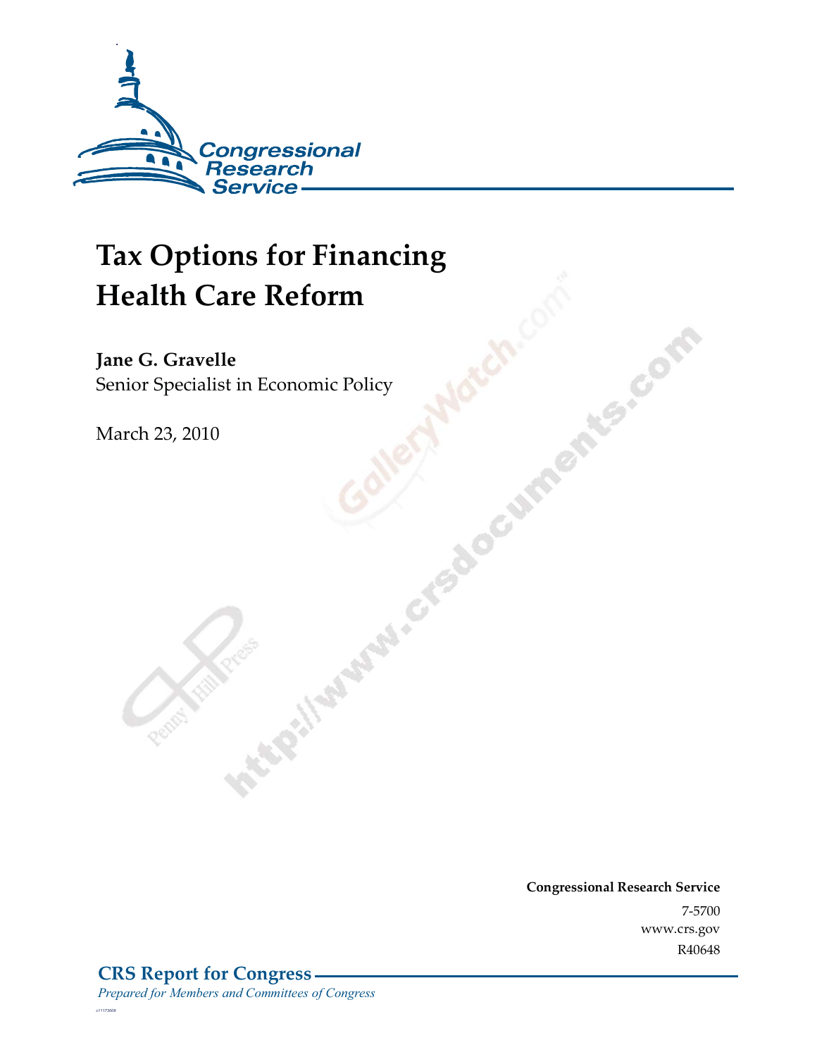Congressional Research Service

# Tax Options for Financing Health Care Reform

**Jane G. Gravelle**
Senior Specialist in Economic Policy

March 23, 2010

**Congressional Research Service**
7-5700
www.crs.gov
R40648

**CRS Report for Congress**
*Prepared for Members and Committees of Congress*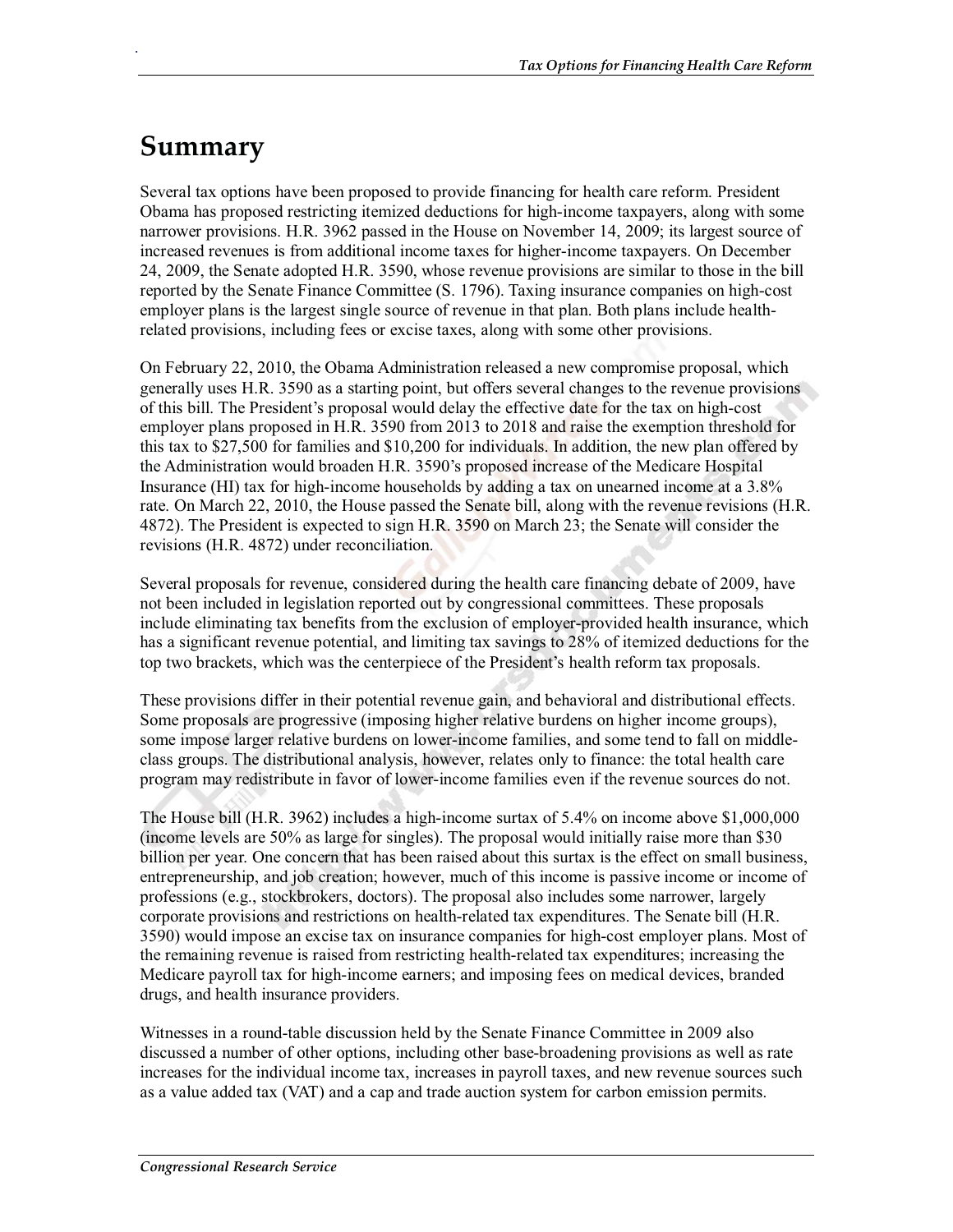# Summary

Several tax options have been proposed to provide financing for health care reform. President Obama has proposed restricting itemized deductions for high-income taxpayers, along with some narrower provisions. H.R. 3962 passed in the House on November 14, 2009; its largest source of increased revenues is from additional income taxes for higher-income taxpayers. On December 24, 2009, the Senate adopted H.R. 3590, whose revenue provisions are similar to those in the bill reported by the Senate Finance Committee (S. 1796). Taxing insurance companies on high-cost employer plans is the largest single source of revenue in that plan. Both plans include health-related provisions, including fees or excise taxes, along with some other provisions.

On February 22, 2010, the Obama Administration released a new compromise proposal, which generally uses H.R. 3590 as a starting point, but offers several changes to the revenue provisions of this bill. The President's proposal would delay the effective date for the tax on high-cost employer plans proposed in H.R. 3590 from 2013 to 2018 and raise the exemption threshold for this tax to $27,500 for families and $10,200 for individuals. In addition, the new plan offered by the Administration would broaden H.R. 3590's proposed increase of the Medicare Hospital Insurance (HI) tax for high-income households by adding a tax on unearned income at a 3.8% rate. On March 22, 2010, the House passed the Senate bill, along with the revenue revisions (H.R. 4872). The President is expected to sign H.R. 3590 on March 23; the Senate will consider the revisions (H.R. 4872) under reconciliation.

Several proposals for revenue, considered during the health care financing debate of 2009, have not been included in legislation reported out by congressional committees. These proposals include eliminating tax benefits from the exclusion of employer-provided health insurance, which has a significant revenue potential, and limiting tax savings to 28% of itemized deductions for the top two brackets, which was the centerpiece of the President's health reform tax proposals.

These provisions differ in their potential revenue gain, and behavioral and distributional effects. Some proposals are progressive (imposing higher relative burdens on higher income groups), some impose larger relative burdens on lower-income families, and some tend to fall on middle-class groups. The distributional analysis, however, relates only to finance: the total health care program may redistribute in favor of lower-income families even if the revenue sources do not.

The House bill (H.R. 3962) includes a high-income surtax of 5.4% on income above $1,000,000 (income levels are 50% as large for singles). The proposal would initially raise more than $30 billion per year. One concern that has been raised about this surtax is the effect on small business, entrepreneurship, and job creation; however, much of this income is passive income or income of professions (e.g., stockbrokers, doctors). The proposal also includes some narrower, largely corporate provisions and restrictions on health-related tax expenditures. The Senate bill (H.R. 3590) would impose an excise tax on insurance companies for high-cost employer plans. Most of the remaining revenue is raised from restricting health-related tax expenditures; increasing the Medicare payroll tax for high-income earners; and imposing fees on medical devices, branded drugs, and health insurance providers.

Witnesses in a round-table discussion held by the Senate Finance Committee in 2009 also discussed a number of other options, including other base-broadening provisions as well as rate increases for the individual income tax, increases in payroll taxes, and new revenue sources such as a value added tax (VAT) and a cap and trade auction system for carbon emission permits.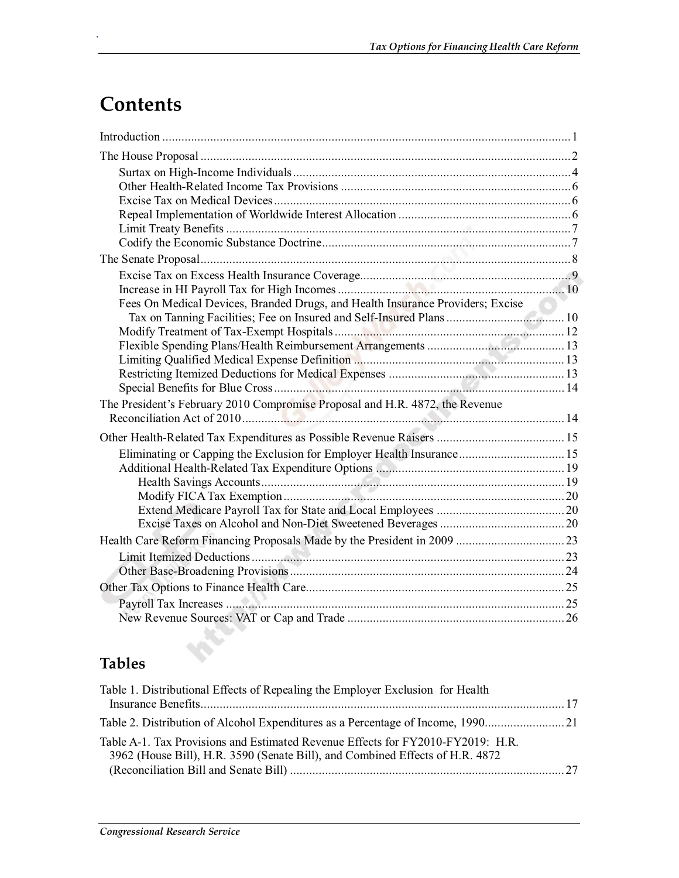# Contents

Introduction ..... 1

The House Proposal ..... 2

- Surtax on High-Income Individuals ..... 4
- Other Health-Related Income Tax Provisions ..... 6
- Excise Tax on Medical Devices ..... 6
- Repeal Implementation of Worldwide Interest Allocation ..... 6
- Limit Treaty Benefits ..... 7
- Codify the Economic Substance Doctrine ..... 7

The Senate Proposal ..... 8

- Excise Tax on Excess Health Insurance Coverage ..... 9
- Increase in HI Payroll Tax for High Incomes ..... 10
- Fees On Medical Devices, Branded Drugs, and Health Insurance Providers; Excise Tax on Tanning Facilities; Fee on Insured and Self-Insured Plans ..... 10
- Modify Treatment of Tax-Exempt Hospitals ..... 12
- Flexible Spending Plans/Health Reimbursement Arrangements ..... 13
- Limiting Qualified Medical Expense Definition ..... 13
- Restricting Itemized Deductions for Medical Expenses ..... 13
- Special Benefits for Blue Cross ..... 14

The President's February 2010 Compromise Proposal and H.R. 4872, the Revenue Reconciliation Act of 2010 ..... 14

Other Health-Related Tax Expenditures as Possible Revenue Raisers ..... 15

- Eliminating or Capping the Exclusion for Employer Health Insurance ..... 15
- Additional Health-Related Tax Expenditure Options ..... 19
  - Health Savings Accounts ..... 19
  - Modify FICA Tax Exemption ..... 20
  - Extend Medicare Payroll Tax for State and Local Employees ..... 20
  - Excise Taxes on Alcohol and Non-Diet Sweetened Beverages ..... 20

Health Care Reform Financing Proposals Made by the President in 2009 ..... 23

- Limit Itemized Deductions ..... 23
- Other Base-Broadening Provisions ..... 24

Other Tax Options to Finance Health Care ..... 25

- Payroll Tax Increases ..... 25
- New Revenue Sources: VAT or Cap and Trade ..... 26

## Tables

Table 1. Distributional Effects of Repealing the Employer Exclusion for Health Insurance Benefits ..... 17

Table 2. Distribution of Alcohol Expenditures as a Percentage of Income, 1990 ..... 21

Table A-1. Tax Provisions and Estimated Revenue Effects for FY2010-FY2019: H.R. 3962 (House Bill), H.R. 3590 (Senate Bill), and Combined Effects of H.R. 4872 (Reconciliation Bill and Senate Bill) ..... 27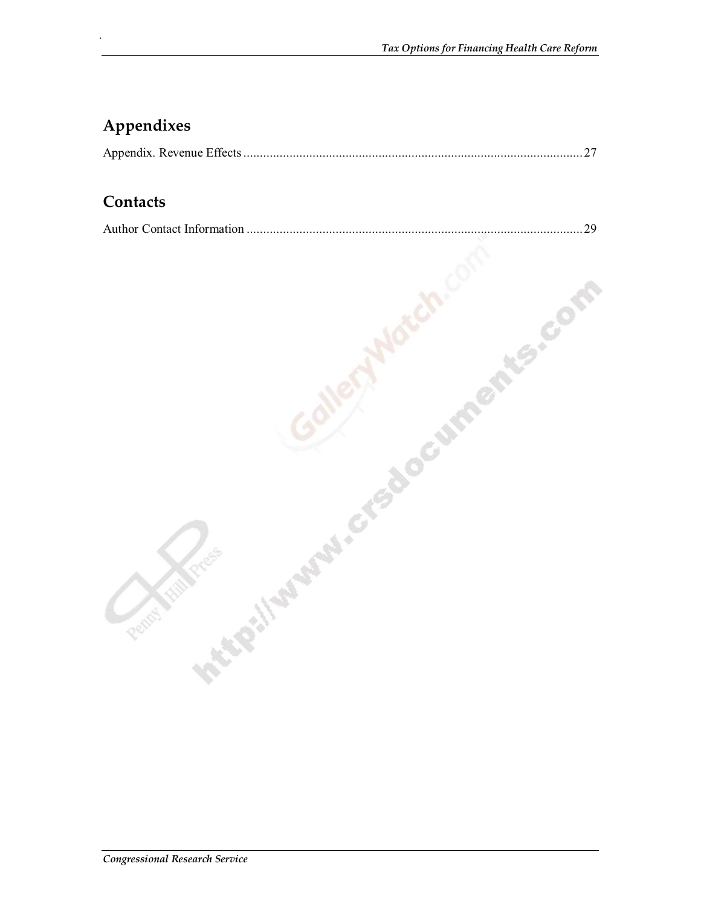## Appendixes

Appendix. Revenue Effects ....................................................................................................... 27

## Contacts

Author Contact Information ...................................................................................................... 29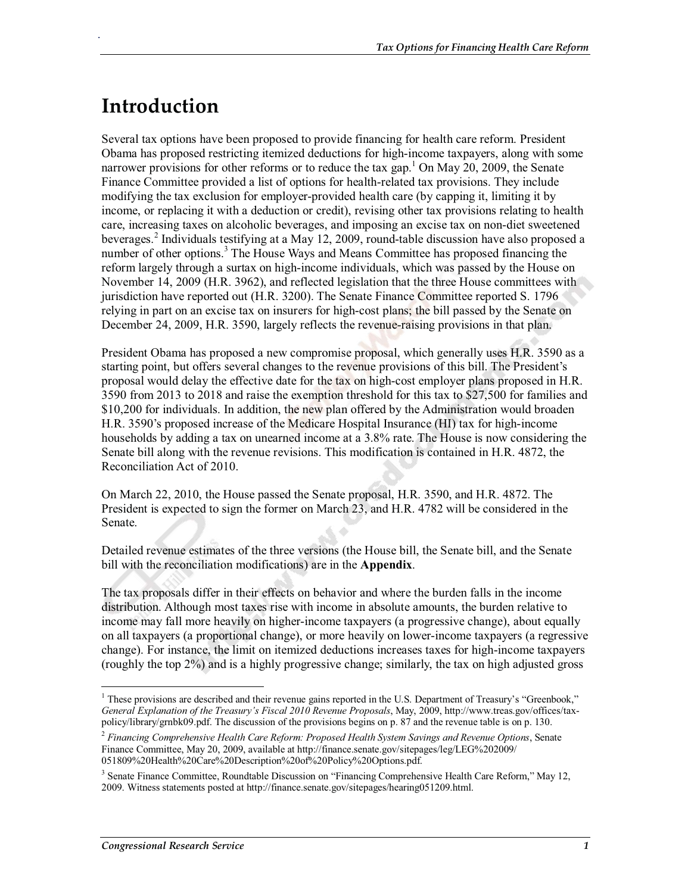# Introduction

Several tax options have been proposed to provide financing for health care reform. President Obama has proposed restricting itemized deductions for high-income taxpayers, along with some narrower provisions for other reforms or to reduce the tax gap.[1] On May 20, 2009, the Senate Finance Committee provided a list of options for health-related tax provisions. They include modifying the tax exclusion for employer-provided health care (by capping it, limiting it by income, or replacing it with a deduction or credit), revising other tax provisions relating to health care, increasing taxes on alcoholic beverages, and imposing an excise tax on non-diet sweetened beverages.[2] Individuals testifying at a May 12, 2009, round-table discussion have also proposed a number of other options.[3] The House Ways and Means Committee has proposed financing the reform largely through a surtax on high-income individuals, which was passed by the House on November 14, 2009 (H.R. 3962), and reflected legislation that the three House committees with jurisdiction have reported out (H.R. 3200). The Senate Finance Committee reported S. 1796 relying in part on an excise tax on insurers for high-cost plans; the bill passed by the Senate on December 24, 2009, H.R. 3590, largely reflects the revenue-raising provisions in that plan.

President Obama has proposed a new compromise proposal, which generally uses H.R. 3590 as a starting point, but offers several changes to the revenue provisions of this bill. The President's proposal would delay the effective date for the tax on high-cost employer plans proposed in H.R. 3590 from 2013 to 2018 and raise the exemption threshold for this tax to $27,500 for families and $10,200 for individuals. In addition, the new plan offered by the Administration would broaden H.R. 3590's proposed increase of the Medicare Hospital Insurance (HI) tax for high-income households by adding a tax on unearned income at a 3.8% rate. The House is now considering the Senate bill along with the revenue revisions. This modification is contained in H.R. 4872, the Reconciliation Act of 2010.

On March 22, 2010, the House passed the Senate proposal, H.R. 3590, and H.R. 4872. The President is expected to sign the former on March 23, and H.R. 4782 will be considered in the Senate.

Detailed revenue estimates of the three versions (the House bill, the Senate bill, and the Senate bill with the reconciliation modifications) are in the **Appendix**.

The tax proposals differ in their effects on behavior and where the burden falls in the income distribution. Although most taxes rise with income in absolute amounts, the burden relative to income may fall more heavily on higher-income taxpayers (a progressive change), about equally on all taxpayers (a proportional change), or more heavily on lower-income taxpayers (a regressive change). For instance, the limit on itemized deductions increases taxes for high-income taxpayers (roughly the top 2%) and is a highly progressive change; similarly, the tax on high adjusted gross

---

[1] These provisions are described and their revenue gains reported in the U.S. Department of Treasury's "Greenbook," *General Explanation of the Treasury's Fiscal 2010 Revenue Proposals*, May, 2009, http://www.treas.gov/offices/tax-policy/library/grnbk09.pdf. The discussion of the provisions begins on p. 87 and the revenue table is on p. 130.

[2] *Financing Comprehensive Health Care Reform: Proposed Health System Savings and Revenue Options*, Senate Finance Committee, May 20, 2009, available at http://finance.senate.gov/sitepages/leg/LEG%202009/051809%20Health%20Care%20Description%20of%20Policy%20Options.pdf.

[3] Senate Finance Committee, Roundtable Discussion on "Financing Comprehensive Health Care Reform," May 12, 2009. Witness statements posted at http://finance.senate.gov/sitepages/hearing051209.html.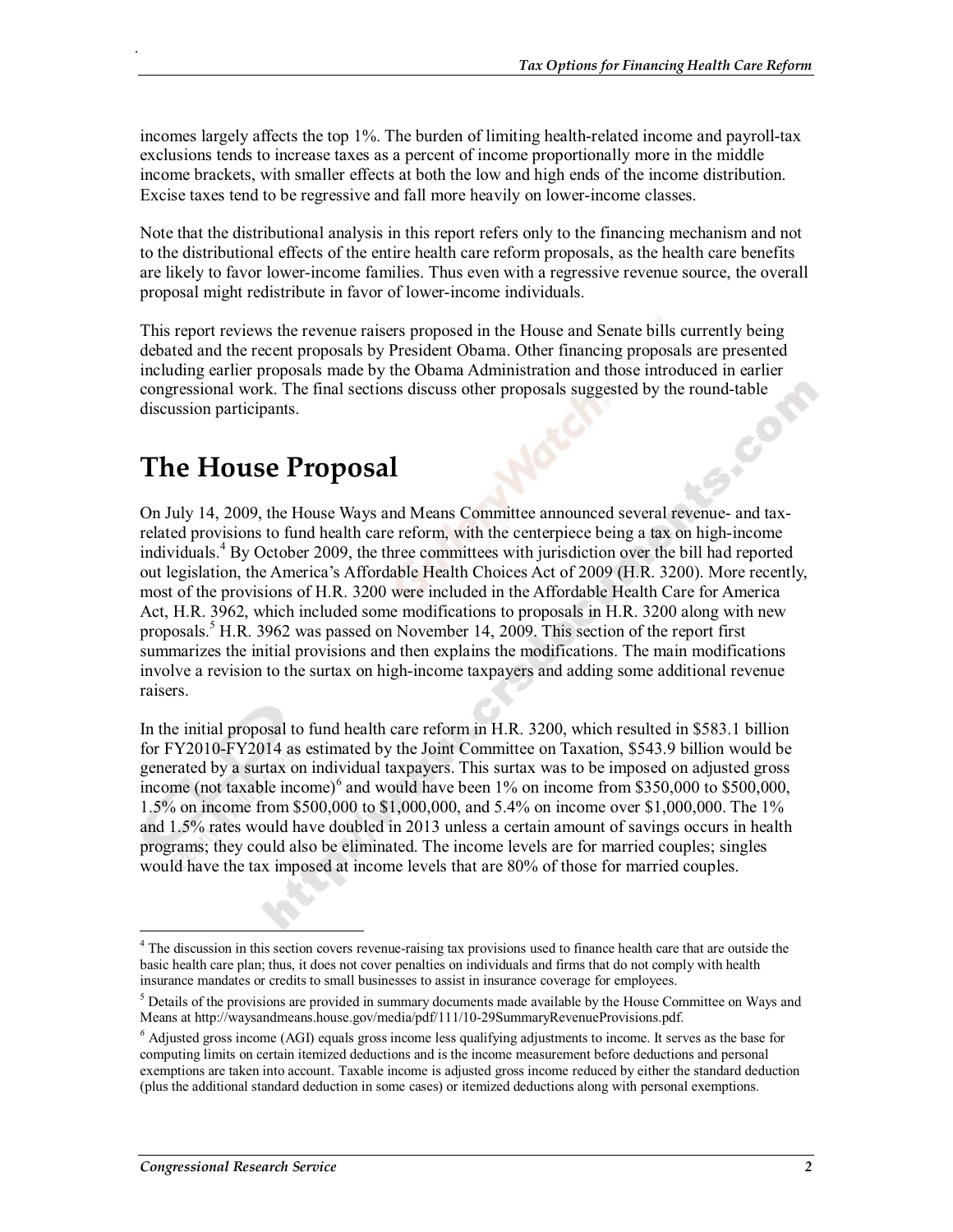incomes largely affects the top 1%. The burden of limiting health-related income and payroll-tax exclusions tends to increase taxes as a percent of income proportionally more in the middle income brackets, with smaller effects at both the low and high ends of the income distribution. Excise taxes tend to be regressive and fall more heavily on lower-income classes.

Note that the distributional analysis in this report refers only to the financing mechanism and not to the distributional effects of the entire health care reform proposals, as the health care benefits are likely to favor lower-income families. Thus even with a regressive revenue source, the overall proposal might redistribute in favor of lower-income individuals.

This report reviews the revenue raisers proposed in the House and Senate bills currently being debated and the recent proposals by President Obama. Other financing proposals are presented including earlier proposals made by the Obama Administration and those introduced in earlier congressional work. The final sections discuss other proposals suggested by the round-table discussion participants.

# The House Proposal

On July 14, 2009, the House Ways and Means Committee announced several revenue- and tax-related provisions to fund health care reform, with the centerpiece being a tax on high-income individuals.[4] By October 2009, the three committees with jurisdiction over the bill had reported out legislation, the America's Affordable Health Choices Act of 2009 (H.R. 3200). More recently, most of the provisions of H.R. 3200 were included in the Affordable Health Care for America Act, H.R. 3962, which included some modifications to proposals in H.R. 3200 along with new proposals.[5] H.R. 3962 was passed on November 14, 2009. This section of the report first summarizes the initial provisions and then explains the modifications. The main modifications involve a revision to the surtax on high-income taxpayers and adding some additional revenue raisers.

In the initial proposal to fund health care reform in H.R. 3200, which resulted in $583.1 billion for FY2010-FY2014 as estimated by the Joint Committee on Taxation, $543.9 billion would be generated by a surtax on individual taxpayers. This surtax was to be imposed on adjusted gross income (not taxable income)[6] and would have been 1% on income from $350,000 to $500,000, 1.5% on income from $500,000 to $1,000,000, and 5.4% on income over $1,000,000. The 1% and 1.5% rates would have doubled in 2013 unless a certain amount of savings occurs in health programs; they could also be eliminated. The income levels are for married couples; singles would have the tax imposed at income levels that are 80% of those for married couples.

---

[4] The discussion in this section covers revenue-raising tax provisions used to finance health care that are outside the basic health care plan; thus, it does not cover penalties on individuals and firms that do not comply with health insurance mandates or credits to small businesses to assist in insurance coverage for employees.

[5] Details of the provisions are provided in summary documents made available by the House Committee on Ways and Means at http://waysandmeans.house.gov/media/pdf/111/10-29SummaryRevenueProvisions.pdf.

[6] Adjusted gross income (AGI) equals gross income less qualifying adjustments to income. It serves as the base for computing limits on certain itemized deductions and is the income measurement before deductions and personal exemptions are taken into account. Taxable income is adjusted gross income reduced by either the standard deduction (plus the additional standard deduction in some cases) or itemized deductions along with personal exemptions.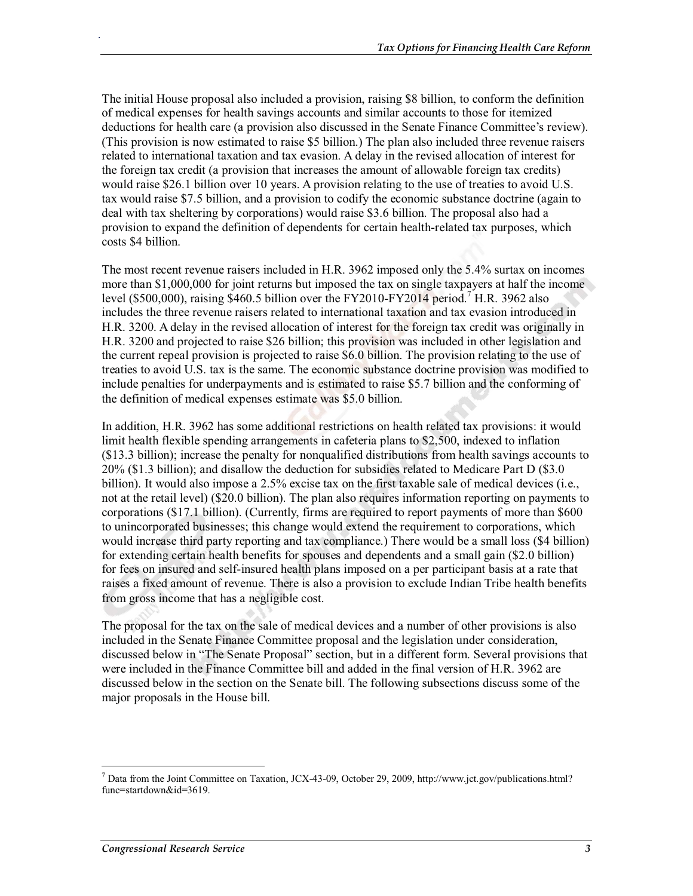The initial House proposal also included a provision, raising $8 billion, to conform the definition of medical expenses for health savings accounts and similar accounts to those for itemized deductions for health care (a provision also discussed in the Senate Finance Committee's review). (This provision is now estimated to raise $5 billion.) The plan also included three revenue raisers related to international taxation and tax evasion. A delay in the revised allocation of interest for the foreign tax credit (a provision that increases the amount of allowable foreign tax credits) would raise $26.1 billion over 10 years. A provision relating to the use of treaties to avoid U.S. tax would raise $7.5 billion, and a provision to codify the economic substance doctrine (again to deal with tax sheltering by corporations) would raise $3.6 billion. The proposal also had a provision to expand the definition of dependents for certain health-related tax purposes, which costs $4 billion.

The most recent revenue raisers included in H.R. 3962 imposed only the 5.4% surtax on incomes more than $1,000,000 for joint returns but imposed the tax on single taxpayers at half the income level ($500,000), raising $460.5 billion over the FY2010-FY2014 period.[7] H.R. 3962 also includes the three revenue raisers related to international taxation and tax evasion introduced in H.R. 3200. A delay in the revised allocation of interest for the foreign tax credit was originally in H.R. 3200 and projected to raise $26 billion; this provision was included in other legislation and the current repeal provision is projected to raise $6.0 billion. The provision relating to the use of treaties to avoid U.S. tax is the same. The economic substance doctrine provision was modified to include penalties for underpayments and is estimated to raise $5.7 billion and the conforming of the definition of medical expenses estimate was $5.0 billion.

In addition, H.R. 3962 has some additional restrictions on health related tax provisions: it would limit health flexible spending arrangements in cafeteria plans to $2,500, indexed to inflation ($13.3 billion); increase the penalty for nonqualified distributions from health savings accounts to 20% ($1.3 billion); and disallow the deduction for subsidies related to Medicare Part D ($3.0 billion). It would also impose a 2.5% excise tax on the first taxable sale of medical devices (i.e., not at the retail level) ($20.0 billion). The plan also requires information reporting on payments to corporations ($17.1 billion). (Currently, firms are required to report payments of more than $600 to unincorporated businesses; this change would extend the requirement to corporations, which would increase third party reporting and tax compliance.) There would be a small loss ($4 billion) for extending certain health benefits for spouses and dependents and a small gain ($2.0 billion) for fees on insured and self-insured health plans imposed on a per participant basis at a rate that raises a fixed amount of revenue. There is also a provision to exclude Indian Tribe health benefits from gross income that has a negligible cost.

The proposal for the tax on the sale of medical devices and a number of other provisions is also included in the Senate Finance Committee proposal and the legislation under consideration, discussed below in "The Senate Proposal" section, but in a different form. Several provisions that were included in the Finance Committee bill and added in the final version of H.R. 3962 are discussed below in the section on the Senate bill. The following subsections discuss some of the major proposals in the House bill.

---

[7] Data from the Joint Committee on Taxation, JCX-43-09, October 29, 2009, http://www.jct.gov/publications.html?func=startdown&id=3619.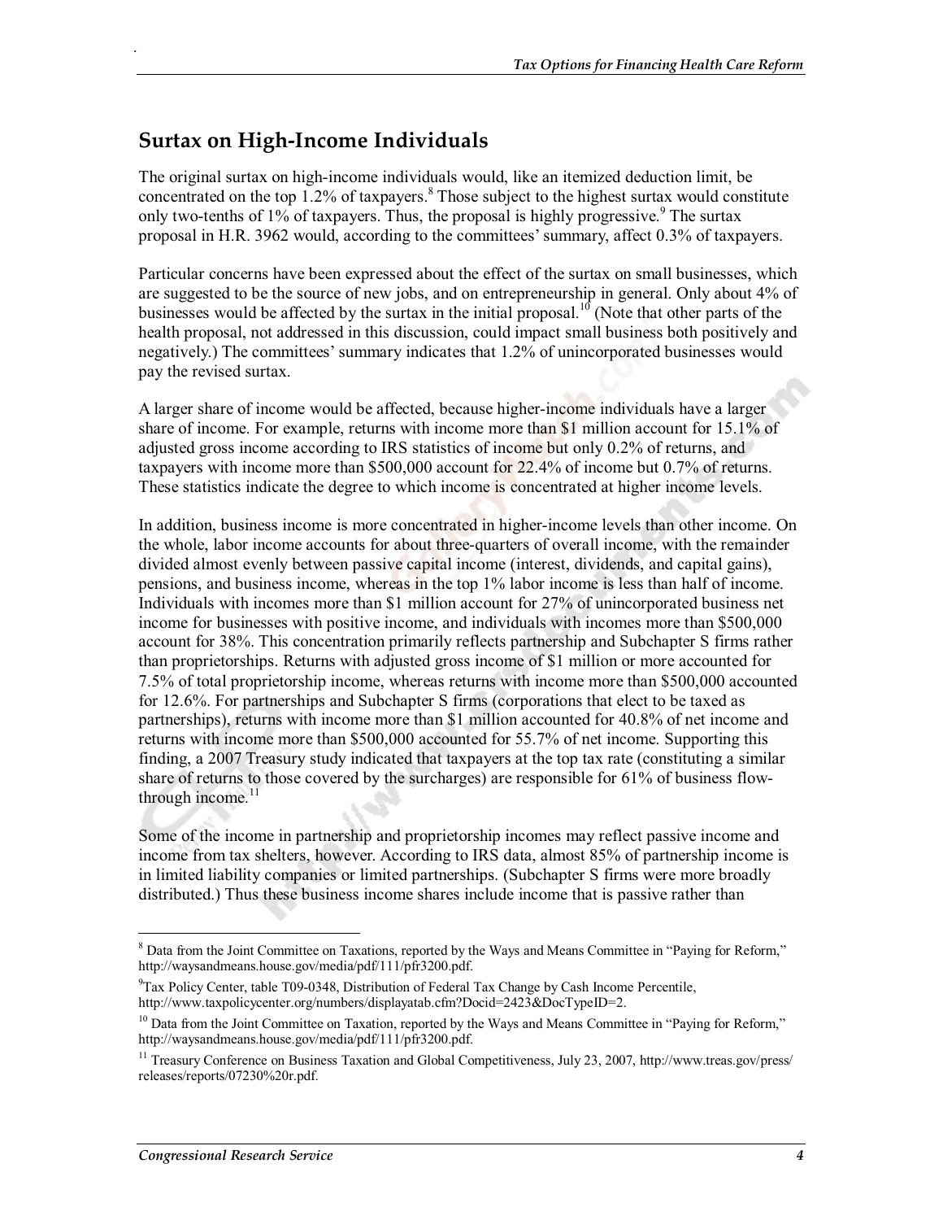## Surtax on High-Income Individuals

The original surtax on high-income individuals would, like an itemized deduction limit, be concentrated on the top 1.2% of taxpayers.[8] Those subject to the highest surtax would constitute only two-tenths of 1% of taxpayers. Thus, the proposal is highly progressive.[9] The surtax proposal in H.R. 3962 would, according to the committees' summary, affect 0.3% of taxpayers.

Particular concerns have been expressed about the effect of the surtax on small businesses, which are suggested to be the source of new jobs, and on entrepreneurship in general. Only about 4% of businesses would be affected by the surtax in the initial proposal.[10] (Note that other parts of the health proposal, not addressed in this discussion, could impact small business both positively and negatively.) The committees' summary indicates that 1.2% of unincorporated businesses would pay the revised surtax.

A larger share of income would be affected, because higher-income individuals have a larger share of income. For example, returns with income more than $1 million account for 15.1% of adjusted gross income according to IRS statistics of income but only 0.2% of returns, and taxpayers with income more than $500,000 account for 22.4% of income but 0.7% of returns. These statistics indicate the degree to which income is concentrated at higher income levels.

In addition, business income is more concentrated in higher-income levels than other income. On the whole, labor income accounts for about three-quarters of overall income, with the remainder divided almost evenly between passive capital income (interest, dividends, and capital gains), pensions, and business income, whereas in the top 1% labor income is less than half of income. Individuals with incomes more than $1 million account for 27% of unincorporated business net income for businesses with positive income, and individuals with incomes more than $500,000 account for 38%. This concentration primarily reflects partnership and Subchapter S firms rather than proprietorships. Returns with adjusted gross income of $1 million or more accounted for 7.5% of total proprietorship income, whereas returns with income more than $500,000 accounted for 12.6%. For partnerships and Subchapter S firms (corporations that elect to be taxed as partnerships), returns with income more than $1 million accounted for 40.8% of net income and returns with income more than $500,000 accounted for 55.7% of net income. Supporting this finding, a 2007 Treasury study indicated that taxpayers at the top tax rate (constituting a similar share of returns to those covered by the surcharges) are responsible for 61% of business flow-through income.[11]

Some of the income in partnership and proprietorship incomes may reflect passive income and income from tax shelters, however. According to IRS data, almost 85% of partnership income is in limited liability companies or limited partnerships. (Subchapter S firms were more broadly distributed.) Thus these business income shares include income that is passive rather than

---

[8] Data from the Joint Committee on Taxations, reported by the Ways and Means Committee in "Paying for Reform," http://waysandmeans.house.gov/media/pdf/111/pfr3200.pdf.

[9] Tax Policy Center, table T09-0348, Distribution of Federal Tax Change by Cash Income Percentile, http://www.taxpolicycenter.org/numbers/displayatab.cfm?Docid=2423&DocTypeID=2.

[10] Data from the Joint Committee on Taxation, reported by the Ways and Means Committee in "Paying for Reform," http://waysandmeans.house.gov/media/pdf/111/pfr3200.pdf.

[11] Treasury Conference on Business Taxation and Global Competitiveness, July 23, 2007, http://www.treas.gov/press/releases/reports/07230%20r.pdf.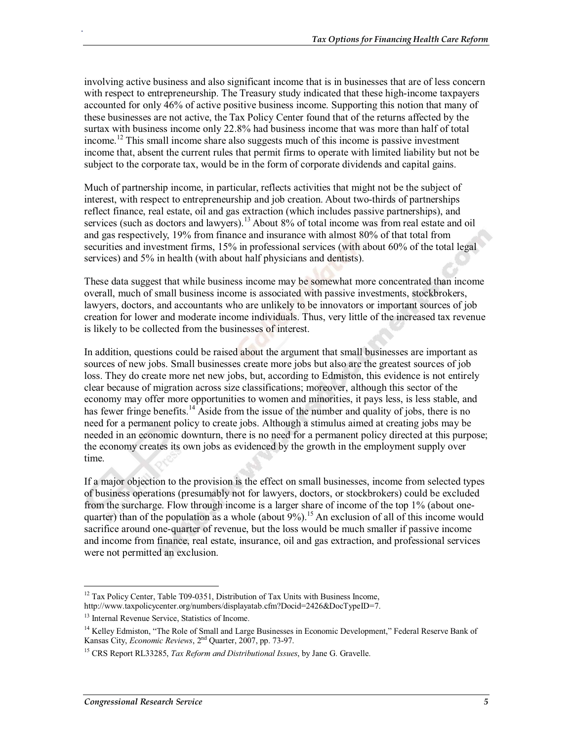involving active business and also significant income that is in businesses that are of less concern with respect to entrepreneurship. The Treasury study indicated that these high-income taxpayers accounted for only 46% of active positive business income. Supporting this notion that many of these businesses are not active, the Tax Policy Center found that of the returns affected by the surtax with business income only 22.8% had business income that was more than half of total income.[12] This small income share also suggests much of this income is passive investment income that, absent the current rules that permit firms to operate with limited liability but not be subject to the corporate tax, would be in the form of corporate dividends and capital gains.

Much of partnership income, in particular, reflects activities that might not be the subject of interest, with respect to entrepreneurship and job creation. About two-thirds of partnerships reflect finance, real estate, oil and gas extraction (which includes passive partnerships), and services (such as doctors and lawyers).[13] About 8% of total income was from real estate and oil and gas respectively, 19% from finance and insurance with almost 80% of that total from securities and investment firms, 15% in professional services (with about 60% of the total legal services) and 5% in health (with about half physicians and dentists).

These data suggest that while business income may be somewhat more concentrated than income overall, much of small business income is associated with passive investments, stockbrokers, lawyers, doctors, and accountants who are unlikely to be innovators or important sources of job creation for lower and moderate income individuals. Thus, very little of the increased tax revenue is likely to be collected from the businesses of interest.

In addition, questions could be raised about the argument that small businesses are important as sources of new jobs. Small businesses create more jobs but also are the greatest sources of job loss. They do create more net new jobs, but, according to Edmiston, this evidence is not entirely clear because of migration across size classifications; moreover, although this sector of the economy may offer more opportunities to women and minorities, it pays less, is less stable, and has fewer fringe benefits.[14] Aside from the issue of the number and quality of jobs, there is no need for a permanent policy to create jobs. Although a stimulus aimed at creating jobs may be needed in an economic downturn, there is no need for a permanent policy directed at this purpose; the economy creates its own jobs as evidenced by the growth in the employment supply over time.

If a major objection to the provision is the effect on small businesses, income from selected types of business operations (presumably not for lawyers, doctors, or stockbrokers) could be excluded from the surcharge. Flow through income is a larger share of income of the top 1% (about one-quarter) than of the population as a whole (about 9%).[15] An exclusion of all of this income would sacrifice around one-quarter of revenue, but the loss would be much smaller if passive income and income from finance, real estate, insurance, oil and gas extraction, and professional services were not permitted an exclusion.

---

[12] Tax Policy Center, Table T09-0351, Distribution of Tax Units with Business Income, http://www.taxpolicycenter.org/numbers/displayatab.cfm?Docid=2426&DocTypeID=7.

[13] Internal Revenue Service, Statistics of Income.

[14] Kelley Edmiston, "The Role of Small and Large Businesses in Economic Development," Federal Reserve Bank of Kansas City, *Economic Reviews*, 2nd Quarter, 2007, pp. 73-97.

[15] CRS Report RL33285, *Tax Reform and Distributional Issues*, by Jane G. Gravelle.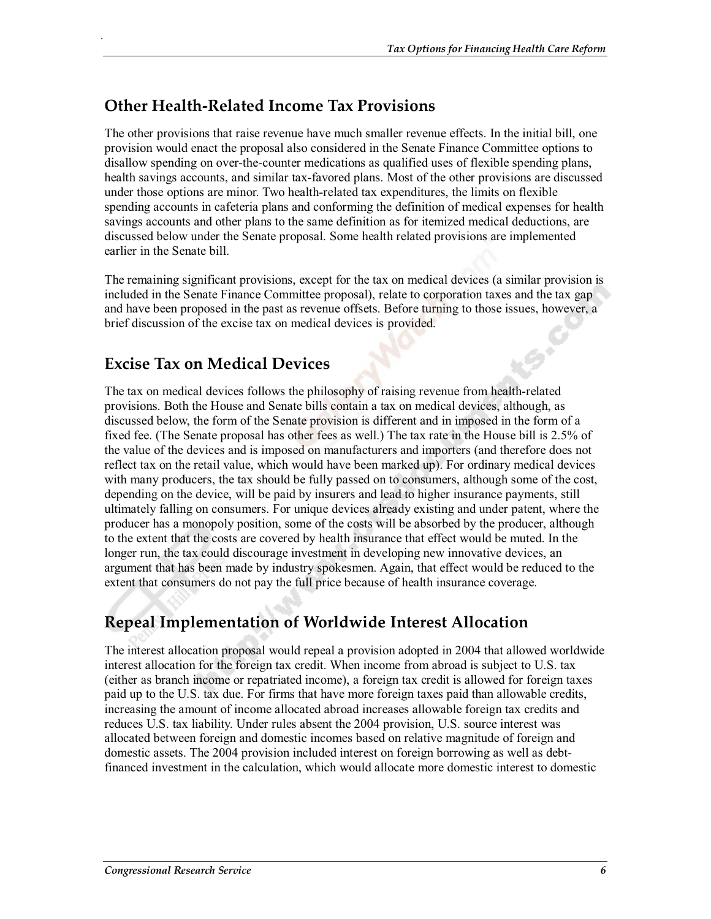## Other Health-Related Income Tax Provisions

The other provisions that raise revenue have much smaller revenue effects. In the initial bill, one provision would enact the proposal also considered in the Senate Finance Committee options to disallow spending on over-the-counter medications as qualified uses of flexible spending plans, health savings accounts, and similar tax-favored plans. Most of the other provisions are discussed under those options are minor. Two health-related tax expenditures, the limits on flexible spending accounts in cafeteria plans and conforming the definition of medical expenses for health savings accounts and other plans to the same definition as for itemized medical deductions, are discussed below under the Senate proposal. Some health related provisions are implemented earlier in the Senate bill.

The remaining significant provisions, except for the tax on medical devices (a similar provision is included in the Senate Finance Committee proposal), relate to corporation taxes and the tax gap and have been proposed in the past as revenue offsets. Before turning to those issues, however, a brief discussion of the excise tax on medical devices is provided.

## Excise Tax on Medical Devices

The tax on medical devices follows the philosophy of raising revenue from health-related provisions. Both the House and Senate bills contain a tax on medical devices, although, as discussed below, the form of the Senate provision is different and in imposed in the form of a fixed fee. (The Senate proposal has other fees as well.) The tax rate in the House bill is 2.5% of the value of the devices and is imposed on manufacturers and importers (and therefore does not reflect tax on the retail value, which would have been marked up). For ordinary medical devices with many producers, the tax should be fully passed on to consumers, although some of the cost, depending on the device, will be paid by insurers and lead to higher insurance payments, still ultimately falling on consumers. For unique devices already existing and under patent, where the producer has a monopoly position, some of the costs will be absorbed by the producer, although to the extent that the costs are covered by health insurance that effect would be muted. In the longer run, the tax could discourage investment in developing new innovative devices, an argument that has been made by industry spokesmen. Again, that effect would be reduced to the extent that consumers do not pay the full price because of health insurance coverage.

## Repeal Implementation of Worldwide Interest Allocation

The interest allocation proposal would repeal a provision adopted in 2004 that allowed worldwide interest allocation for the foreign tax credit. When income from abroad is subject to U.S. tax (either as branch income or repatriated income), a foreign tax credit is allowed for foreign taxes paid up to the U.S. tax due. For firms that have more foreign taxes paid than allowable credits, increasing the amount of income allocated abroad increases allowable foreign tax credits and reduces U.S. tax liability. Under rules absent the 2004 provision, U.S. source interest was allocated between foreign and domestic incomes based on relative magnitude of foreign and domestic assets. The 2004 provision included interest on foreign borrowing as well as debt-financed investment in the calculation, which would allocate more domestic interest to domestic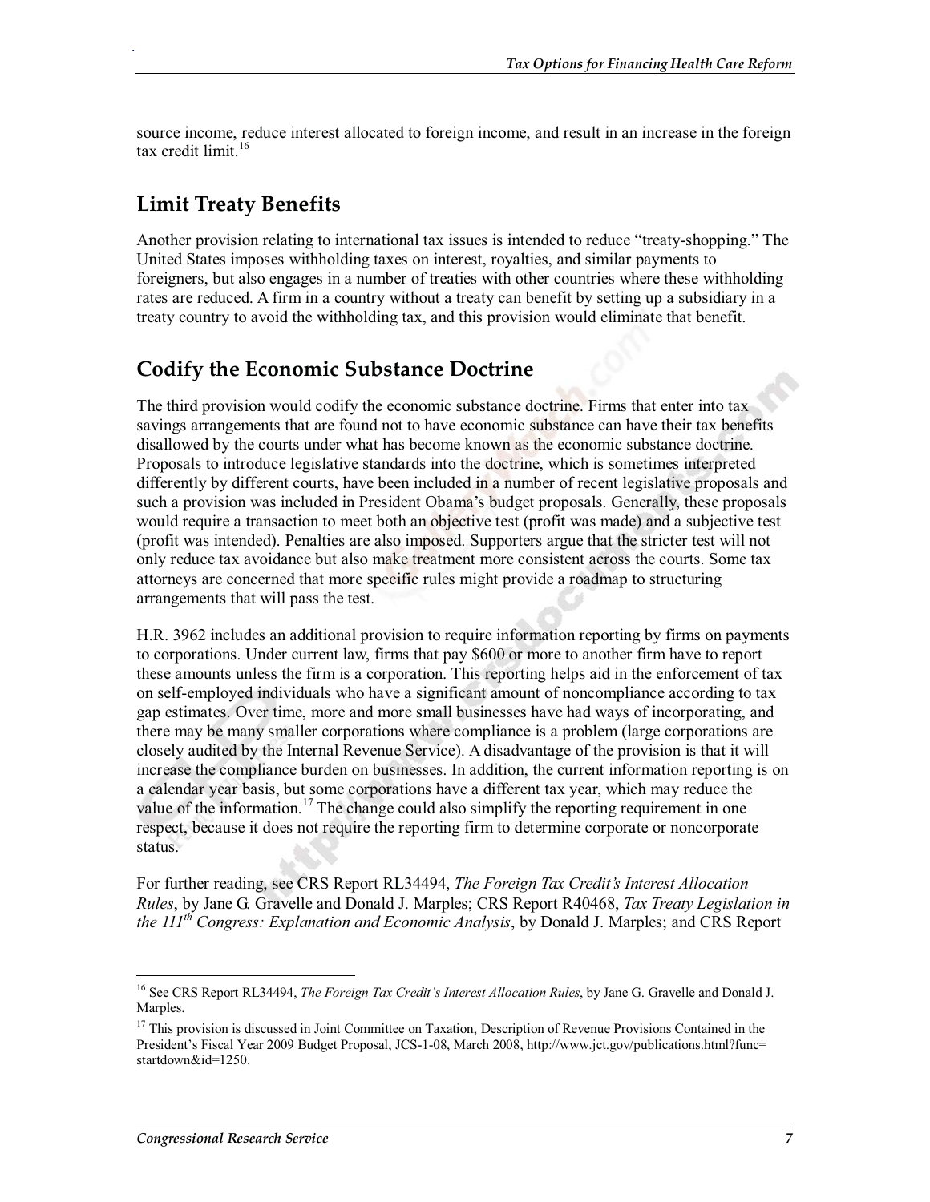source income, reduce interest allocated to foreign income, and result in an increase in the foreign tax credit limit.[16]

## Limit Treaty Benefits

Another provision relating to international tax issues is intended to reduce "treaty-shopping." The United States imposes withholding taxes on interest, royalties, and similar payments to foreigners, but also engages in a number of treaties with other countries where these withholding rates are reduced. A firm in a country without a treaty can benefit by setting up a subsidiary in a treaty country to avoid the withholding tax, and this provision would eliminate that benefit.

## Codify the Economic Substance Doctrine

The third provision would codify the economic substance doctrine. Firms that enter into tax savings arrangements that are found not to have economic substance can have their tax benefits disallowed by the courts under what has become known as the economic substance doctrine. Proposals to introduce legislative standards into the doctrine, which is sometimes interpreted differently by different courts, have been included in a number of recent legislative proposals and such a provision was included in President Obama's budget proposals. Generally, these proposals would require a transaction to meet both an objective test (profit was made) and a subjective test (profit was intended). Penalties are also imposed. Supporters argue that the stricter test will not only reduce tax avoidance but also make treatment more consistent across the courts. Some tax attorneys are concerned that more specific rules might provide a roadmap to structuring arrangements that will pass the test.

H.R. 3962 includes an additional provision to require information reporting by firms on payments to corporations. Under current law, firms that pay $600 or more to another firm have to report these amounts unless the firm is a corporation. This reporting helps aid in the enforcement of tax on self-employed individuals who have a significant amount of noncompliance according to tax gap estimates. Over time, more and more small businesses have had ways of incorporating, and there may be many smaller corporations where compliance is a problem (large corporations are closely audited by the Internal Revenue Service). A disadvantage of the provision is that it will increase the compliance burden on businesses. In addition, the current information reporting is on a calendar year basis, but some corporations have a different tax year, which may reduce the value of the information.[17] The change could also simplify the reporting requirement in one respect, because it does not require the reporting firm to determine corporate or noncorporate status.

For further reading, see CRS Report RL34494, *The Foreign Tax Credit's Interest Allocation Rules*, by Jane G. Gravelle and Donald J. Marples; CRS Report R40468, *Tax Treaty Legislation in the 111th Congress: Explanation and Economic Analysis*, by Donald J. Marples; and CRS Report

---

[16] See CRS Report RL34494, *The Foreign Tax Credit's Interest Allocation Rules*, by Jane G. Gravelle and Donald J. Marples.

[17] This provision is discussed in Joint Committee on Taxation, Description of Revenue Provisions Contained in the President's Fiscal Year 2009 Budget Proposal, JCS-1-08, March 2008, http://www.jct.gov/publications.html?func=startdown&id=1250.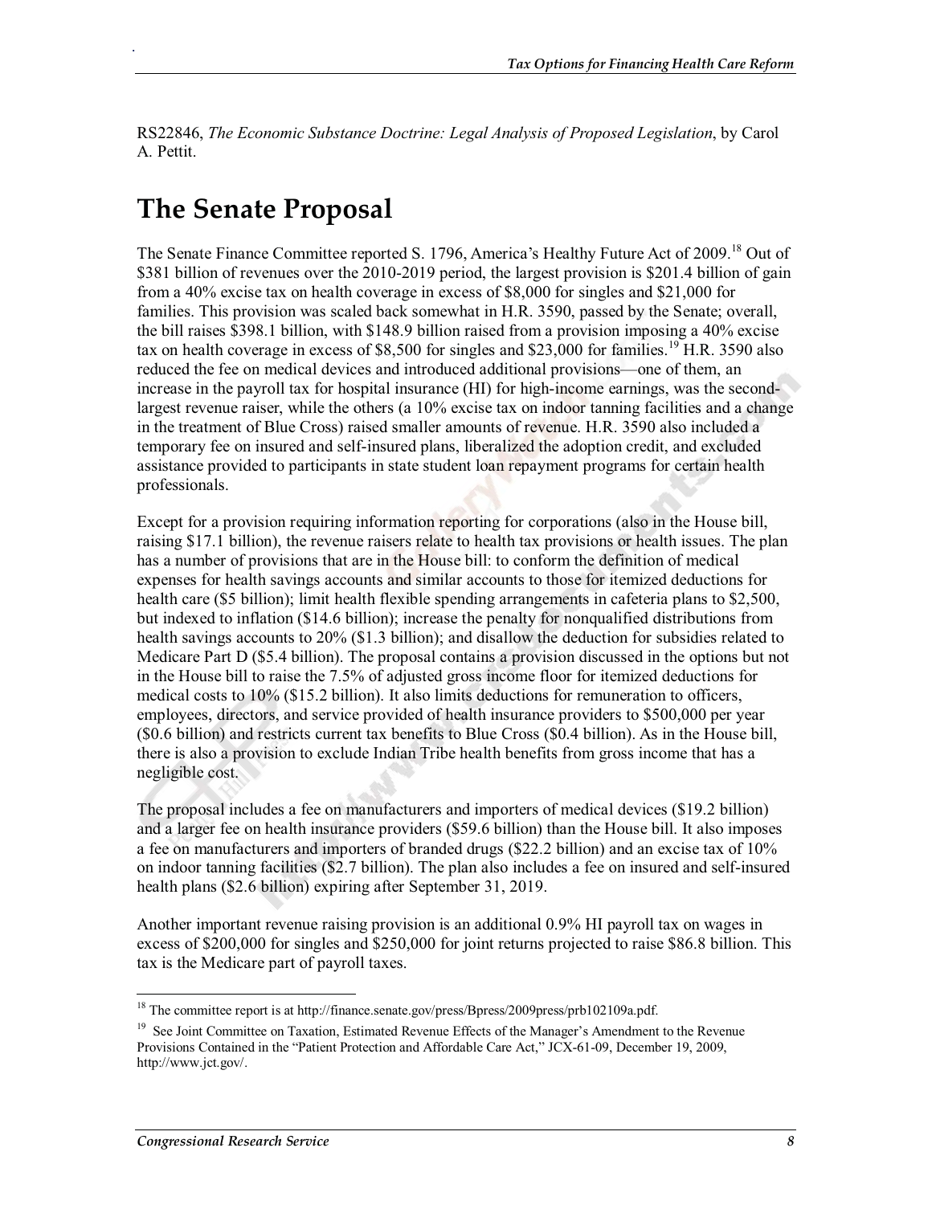RS22846, *The Economic Substance Doctrine: Legal Analysis of Proposed Legislation*, by Carol A. Pettit.

# The Senate Proposal

The Senate Finance Committee reported S. 1796, America's Healthy Future Act of 2009.[18] Out of $381 billion of revenues over the 2010-2019 period, the largest provision is $201.4 billion of gain from a 40% excise tax on health coverage in excess of $8,000 for singles and $21,000 for families. This provision was scaled back somewhat in H.R. 3590, passed by the Senate; overall, the bill raises $398.1 billion, with $148.9 billion raised from a provision imposing a 40% excise tax on health coverage in excess of $8,500 for singles and $23,000 for families.[19] H.R. 3590 also reduced the fee on medical devices and introduced additional provisions—one of them, an increase in the payroll tax for hospital insurance (HI) for high-income earnings, was the second-largest revenue raiser, while the others (a 10% excise tax on indoor tanning facilities and a change in the treatment of Blue Cross) raised smaller amounts of revenue. H.R. 3590 also included a temporary fee on insured and self-insured plans, liberalized the adoption credit, and excluded assistance provided to participants in state student loan repayment programs for certain health professionals.

Except for a provision requiring information reporting for corporations (also in the House bill, raising $17.1 billion), the revenue raisers relate to health tax provisions or health issues. The plan has a number of provisions that are in the House bill: to conform the definition of medical expenses for health savings accounts and similar accounts to those for itemized deductions for health care ($5 billion); limit health flexible spending arrangements in cafeteria plans to $2,500, but indexed to inflation ($14.6 billion); increase the penalty for nonqualified distributions from health savings accounts to 20% ($1.3 billion); and disallow the deduction for subsidies related to Medicare Part D ($5.4 billion). The proposal contains a provision discussed in the options but not in the House bill to raise the 7.5% of adjusted gross income floor for itemized deductions for medical costs to 10% ($15.2 billion). It also limits deductions for remuneration to officers, employees, directors, and service provided of health insurance providers to $500,000 per year ($0.6 billion) and restricts current tax benefits to Blue Cross ($0.4 billion). As in the House bill, there is also a provision to exclude Indian Tribe health benefits from gross income that has a negligible cost.

The proposal includes a fee on manufacturers and importers of medical devices ($19.2 billion) and a larger fee on health insurance providers ($59.6 billion) than the House bill. It also imposes a fee on manufacturers and importers of branded drugs ($22.2 billion) and an excise tax of 10% on indoor tanning facilities ($2.7 billion). The plan also includes a fee on insured and self-insured health plans ($2.6 billion) expiring after September 31, 2019.

Another important revenue raising provision is an additional 0.9% HI payroll tax on wages in excess of $200,000 for singles and $250,000 for joint returns projected to raise $86.8 billion. This tax is the Medicare part of payroll taxes.

---

[18] The committee report is at http://finance.senate.gov/press/Bpress/2009press/prb102109a.pdf.

[19] See Joint Committee on Taxation, Estimated Revenue Effects of the Manager's Amendment to the Revenue Provisions Contained in the "Patient Protection and Affordable Care Act," JCX-61-09, December 19, 2009, http://www.jct.gov/.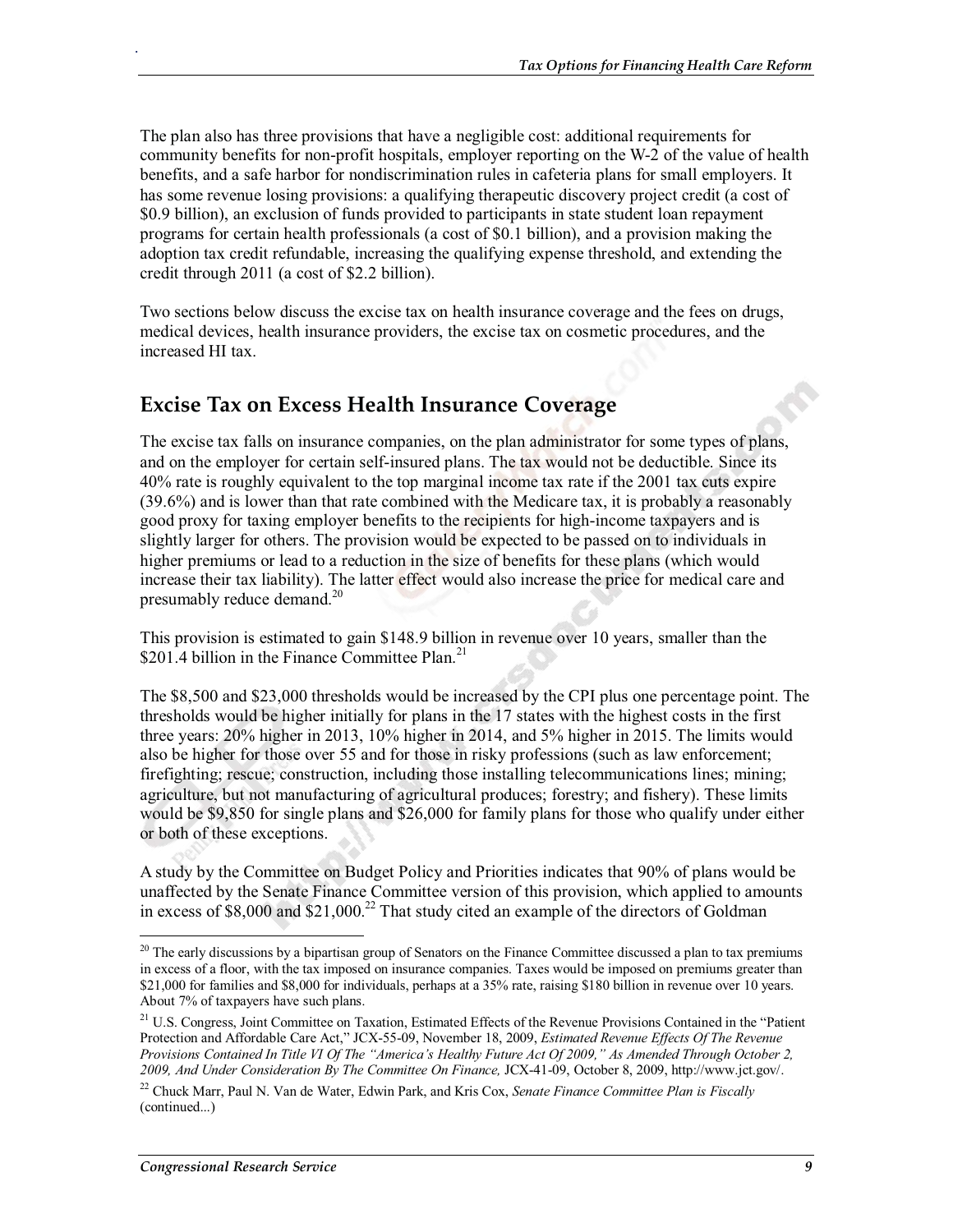The plan also has three provisions that have a negligible cost: additional requirements for community benefits for non-profit hospitals, employer reporting on the W-2 of the value of health benefits, and a safe harbor for nondiscrimination rules in cafeteria plans for small employers. It has some revenue losing provisions: a qualifying therapeutic discovery project credit (a cost of $0.9 billion), an exclusion of funds provided to participants in state student loan repayment programs for certain health professionals (a cost of $0.1 billion), and a provision making the adoption tax credit refundable, increasing the qualifying expense threshold, and extending the credit through 2011 (a cost of $2.2 billion).

Two sections below discuss the excise tax on health insurance coverage and the fees on drugs, medical devices, health insurance providers, the excise tax on cosmetic procedures, and the increased HI tax.

## Excise Tax on Excess Health Insurance Coverage

The excise tax falls on insurance companies, on the plan administrator for some types of plans, and on the employer for certain self-insured plans. The tax would not be deductible. Since its 40% rate is roughly equivalent to the top marginal income tax rate if the 2001 tax cuts expire (39.6%) and is lower than that rate combined with the Medicare tax, it is probably a reasonably good proxy for taxing employer benefits to the recipients for high-income taxpayers and is slightly larger for others. The provision would be expected to be passed on to individuals in higher premiums or lead to a reduction in the size of benefits for these plans (which would increase their tax liability). The latter effect would also increase the price for medical care and presumably reduce demand.[20]

This provision is estimated to gain $148.9 billion in revenue over 10 years, smaller than the $201.4 billion in the Finance Committee Plan.[21]

The $8,500 and $23,000 thresholds would be increased by the CPI plus one percentage point. The thresholds would be higher initially for plans in the 17 states with the highest costs in the first three years: 20% higher in 2013, 10% higher in 2014, and 5% higher in 2015. The limits would also be higher for those over 55 and for those in risky professions (such as law enforcement; firefighting; rescue; construction, including those installing telecommunications lines; mining; agriculture, but not manufacturing of agricultural produces; forestry; and fishery). These limits would be $9,850 for single plans and $26,000 for family plans for those who qualify under either or both of these exceptions.

A study by the Committee on Budget Policy and Priorities indicates that 90% of plans would be unaffected by the Senate Finance Committee version of this provision, which applied to amounts in excess of $8,000 and $21,000.[22] That study cited an example of the directors of Goldman

---

[20] The early discussions by a bipartisan group of Senators on the Finance Committee discussed a plan to tax premiums in excess of a floor, with the tax imposed on insurance companies. Taxes would be imposed on premiums greater than $21,000 for families and $8,000 for individuals, perhaps at a 35% rate, raising $180 billion in revenue over 10 years. About 7% of taxpayers have such plans.

[21] U.S. Congress, Joint Committee on Taxation, Estimated Effects of the Revenue Provisions Contained in the "Patient Protection and Affordable Care Act," JCX-55-09, November 18, 2009, *Estimated Revenue Effects Of The Revenue Provisions Contained In Title VI Of The "America's Healthy Future Act Of 2009," As Amended Through October 2, 2009, And Under Consideration By The Committee On Finance,* JCX-41-09, October 8, 2009, http://www.jct.gov/.

[22] Chuck Marr, Paul N. Van de Water, Edwin Park, and Kris Cox, *Senate Finance Committee Plan is Fiscally* (continued...)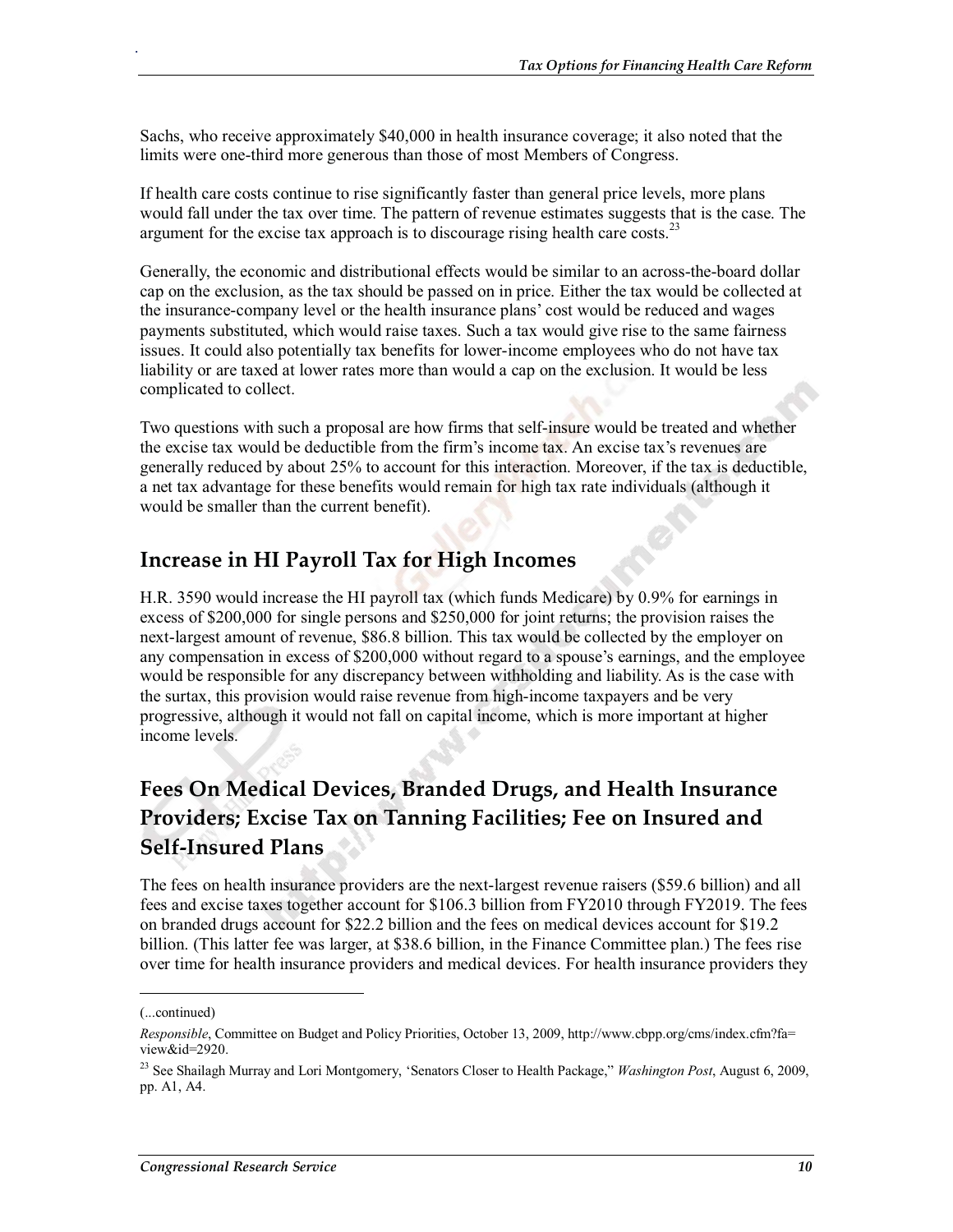Sachs, who receive approximately $40,000 in health insurance coverage; it also noted that the limits were one-third more generous than those of most Members of Congress.

If health care costs continue to rise significantly faster than general price levels, more plans would fall under the tax over time. The pattern of revenue estimates suggests that is the case. The argument for the excise tax approach is to discourage rising health care costs.[23]

Generally, the economic and distributional effects would be similar to an across-the-board dollar cap on the exclusion, as the tax should be passed on in price. Either the tax would be collected at the insurance-company level or the health insurance plans' cost would be reduced and wages payments substituted, which would raise taxes. Such a tax would give rise to the same fairness issues. It could also potentially tax benefits for lower-income employees who do not have tax liability or are taxed at lower rates more than would a cap on the exclusion. It would be less complicated to collect.

Two questions with such a proposal are how firms that self-insure would be treated and whether the excise tax would be deductible from the firm's income tax. An excise tax's revenues are generally reduced by about 25% to account for this interaction. Moreover, if the tax is deductible, a net tax advantage for these benefits would remain for high tax rate individuals (although it would be smaller than the current benefit).

## Increase in HI Payroll Tax for High Incomes

H.R. 3590 would increase the HI payroll tax (which funds Medicare) by 0.9% for earnings in excess of $200,000 for single persons and $250,000 for joint returns; the provision raises the next-largest amount of revenue, $86.8 billion. This tax would be collected by the employer on any compensation in excess of $200,000 without regard to a spouse's earnings, and the employee would be responsible for any discrepancy between withholding and liability. As is the case with the surtax, this provision would raise revenue from high-income taxpayers and be very progressive, although it would not fall on capital income, which is more important at higher income levels.

## Fees On Medical Devices, Branded Drugs, and Health Insurance Providers; Excise Tax on Tanning Facilities; Fee on Insured and Self-Insured Plans

The fees on health insurance providers are the next-largest revenue raisers ($59.6 billion) and all fees and excise taxes together account for $106.3 billion from FY2010 through FY2019. The fees on branded drugs account for $22.2 billion and the fees on medical devices account for $19.2 billion. (This latter fee was larger, at $38.6 billion, in the Finance Committee plan.) The fees rise over time for health insurance providers and medical devices. For health insurance providers they

---

(...continued)

*Responsible*, Committee on Budget and Policy Priorities, October 13, 2009, http://www.cbpp.org/cms/index.cfm?fa=view&id=2920.

[23] See Shailagh Murray and Lori Montgomery, 'Senators Closer to Health Package," *Washington Post*, August 6, 2009, pp. A1, A4.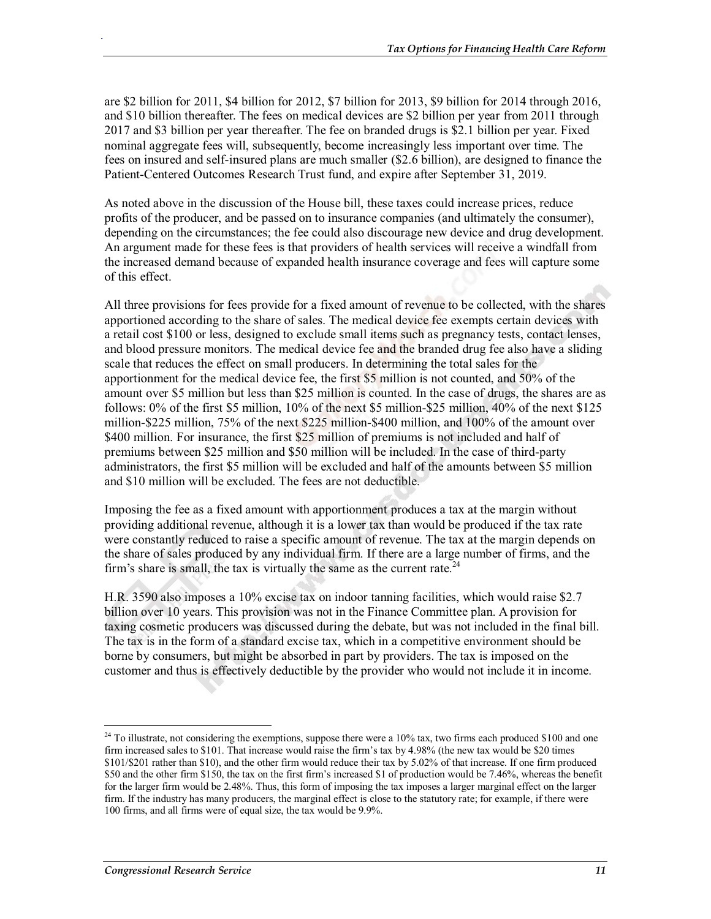are $2 billion for 2011, $4 billion for 2012, $7 billion for 2013, $9 billion for 2014 through 2016, and $10 billion thereafter. The fees on medical devices are $2 billion per year from 2011 through 2017 and $3 billion per year thereafter. The fee on branded drugs is $2.1 billion per year. Fixed nominal aggregate fees will, subsequently, become increasingly less important over time. The fees on insured and self-insured plans are much smaller ($2.6 billion), are designed to finance the Patient-Centered Outcomes Research Trust fund, and expire after September 31, 2019.

As noted above in the discussion of the House bill, these taxes could increase prices, reduce profits of the producer, and be passed on to insurance companies (and ultimately the consumer), depending on the circumstances; the fee could also discourage new device and drug development. An argument made for these fees is that providers of health services will receive a windfall from the increased demand because of expanded health insurance coverage and fees will capture some of this effect.

All three provisions for fees provide for a fixed amount of revenue to be collected, with the shares apportioned according to the share of sales. The medical device fee exempts certain devices with a retail cost $100 or less, designed to exclude small items such as pregnancy tests, contact lenses, and blood pressure monitors. The medical device fee and the branded drug fee also have a sliding scale that reduces the effect on small producers. In determining the total sales for the apportionment for the medical device fee, the first $5 million is not counted, and 50% of the amount over $5 million but less than $25 million is counted. In the case of drugs, the shares are as follows: 0% of the first $5 million, 10% of the next $5 million-$25 million, 40% of the next $125 million-$225 million, 75% of the next $225 million-$400 million, and 100% of the amount over $400 million. For insurance, the first $25 million of premiums is not included and half of premiums between $25 million and $50 million will be included. In the case of third-party administrators, the first $5 million will be excluded and half of the amounts between $5 million and $10 million will be excluded. The fees are not deductible.

Imposing the fee as a fixed amount with apportionment produces a tax at the margin without providing additional revenue, although it is a lower tax than would be produced if the tax rate were constantly reduced to raise a specific amount of revenue. The tax at the margin depends on the share of sales produced by any individual firm. If there are a large number of firms, and the firm's share is small, the tax is virtually the same as the current rate.[24]

H.R. 3590 also imposes a 10% excise tax on indoor tanning facilities, which would raise $2.7 billion over 10 years. This provision was not in the Finance Committee plan. A provision for taxing cosmetic producers was discussed during the debate, but was not included in the final bill. The tax is in the form of a standard excise tax, which in a competitive environment should be borne by consumers, but might be absorbed in part by providers. The tax is imposed on the customer and thus is effectively deductible by the provider who would not include it in income.

---

[24] To illustrate, not considering the exemptions, suppose there were a 10% tax, two firms each produced $100 and one firm increased sales to $101. That increase would raise the firm's tax by 4.98% (the new tax would be $20 times $101/$201 rather than $10), and the other firm would reduce their tax by 5.02% of that increase. If one firm produced $50 and the other firm $150, the tax on the first firm's increased $1 of production would be 7.46%, whereas the benefit for the larger firm would be 2.48%. Thus, this form of imposing the tax imposes a larger marginal effect on the larger firm. If the industry has many producers, the marginal effect is close to the statutory rate; for example, if there were 100 firms, and all firms were of equal size, the tax would be 9.9%.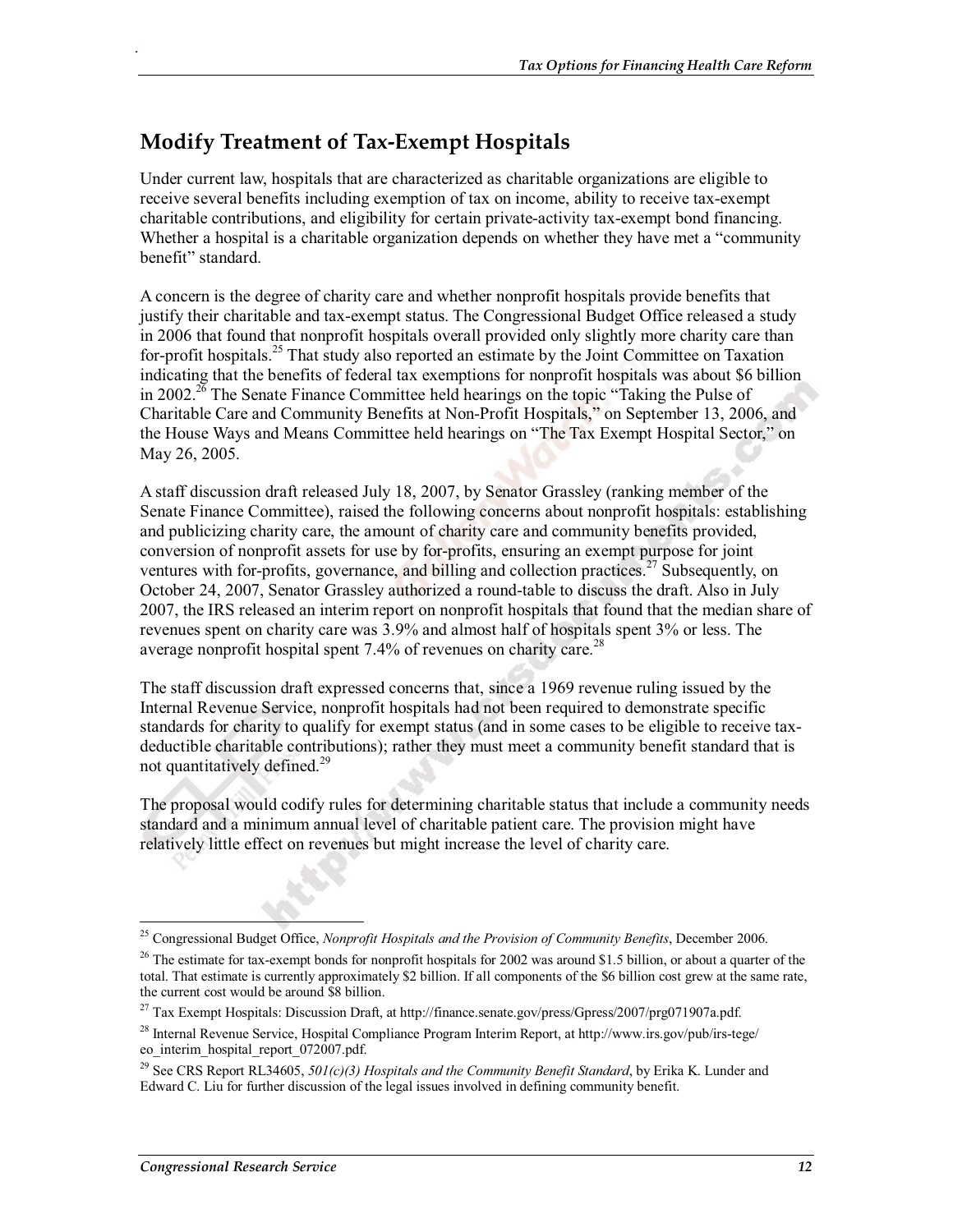## Modify Treatment of Tax-Exempt Hospitals

Under current law, hospitals that are characterized as charitable organizations are eligible to receive several benefits including exemption of tax on income, ability to receive tax-exempt charitable contributions, and eligibility for certain private-activity tax-exempt bond financing. Whether a hospital is a charitable organization depends on whether they have met a "community benefit" standard.

A concern is the degree of charity care and whether nonprofit hospitals provide benefits that justify their charitable and tax-exempt status. The Congressional Budget Office released a study in 2006 that found that nonprofit hospitals overall provided only slightly more charity care than for-profit hospitals.[25] That study also reported an estimate by the Joint Committee on Taxation indicating that the benefits of federal tax exemptions for nonprofit hospitals was about $6 billion in 2002.[26] The Senate Finance Committee held hearings on the topic "Taking the Pulse of Charitable Care and Community Benefits at Non-Profit Hospitals," on September 13, 2006, and the House Ways and Means Committee held hearings on "The Tax Exempt Hospital Sector," on May 26, 2005.

A staff discussion draft released July 18, 2007, by Senator Grassley (ranking member of the Senate Finance Committee), raised the following concerns about nonprofit hospitals: establishing and publicizing charity care, the amount of charity care and community benefits provided, conversion of nonprofit assets for use by for-profits, ensuring an exempt purpose for joint ventures with for-profits, governance, and billing and collection practices.[27] Subsequently, on October 24, 2007, Senator Grassley authorized a round-table to discuss the draft. Also in July 2007, the IRS released an interim report on nonprofit hospitals that found that the median share of revenues spent on charity care was 3.9% and almost half of hospitals spent 3% or less. The average nonprofit hospital spent 7.4% of revenues on charity care.[28]

The staff discussion draft expressed concerns that, since a 1969 revenue ruling issued by the Internal Revenue Service, nonprofit hospitals had not been required to demonstrate specific standards for charity to qualify for exempt status (and in some cases to be eligible to receive tax-deductible charitable contributions); rather they must meet a community benefit standard that is not quantitatively defined.[29]

The proposal would codify rules for determining charitable status that include a community needs standard and a minimum annual level of charitable patient care. The provision might have relatively little effect on revenues but might increase the level of charity care.

---

[25] Congressional Budget Office, *Nonprofit Hospitals and the Provision of Community Benefits*, December 2006.

[26] The estimate for tax-exempt bonds for nonprofit hospitals for 2002 was around $1.5 billion, or about a quarter of the total. That estimate is currently approximately $2 billion. If all components of the $6 billion cost grew at the same rate, the current cost would be around $8 billion.

[27] Tax Exempt Hospitals: Discussion Draft, at http://finance.senate.gov/press/Gpress/2007/prg071907a.pdf.

[28] Internal Revenue Service, Hospital Compliance Program Interim Report, at http://www.irs.gov/pub/irs-tege/eo_interim_hospital_report_072007.pdf.

[29] See CRS Report RL34605, *501(c)(3) Hospitals and the Community Benefit Standard*, by Erika K. Lunder and Edward C. Liu for further discussion of the legal issues involved in defining community benefit.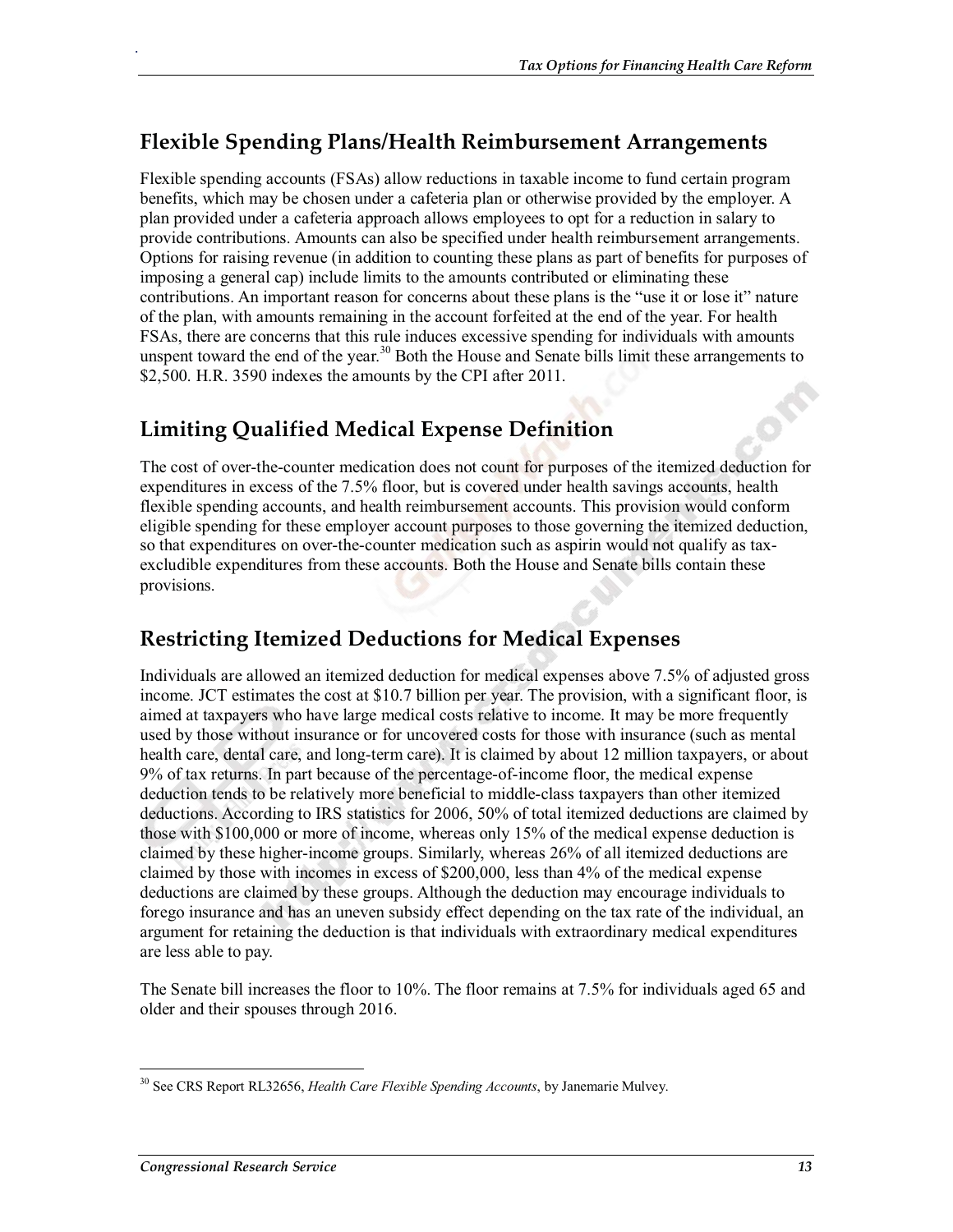## Flexible Spending Plans/Health Reimbursement Arrangements

Flexible spending accounts (FSAs) allow reductions in taxable income to fund certain program benefits, which may be chosen under a cafeteria plan or otherwise provided by the employer. A plan provided under a cafeteria approach allows employees to opt for a reduction in salary to provide contributions. Amounts can also be specified under health reimbursement arrangements. Options for raising revenue (in addition to counting these plans as part of benefits for purposes of imposing a general cap) include limits to the amounts contributed or eliminating these contributions. An important reason for concerns about these plans is the "use it or lose it" nature of the plan, with amounts remaining in the account forfeited at the end of the year. For health FSAs, there are concerns that this rule induces excessive spending for individuals with amounts unspent toward the end of the year.[30] Both the House and Senate bills limit these arrangements to $2,500. H.R. 3590 indexes the amounts by the CPI after 2011.

## Limiting Qualified Medical Expense Definition

The cost of over-the-counter medication does not count for purposes of the itemized deduction for expenditures in excess of the 7.5% floor, but is covered under health savings accounts, health flexible spending accounts, and health reimbursement accounts. This provision would conform eligible spending for these employer account purposes to those governing the itemized deduction, so that expenditures on over-the-counter medication such as aspirin would not qualify as tax-excludible expenditures from these accounts. Both the House and Senate bills contain these provisions.

## Restricting Itemized Deductions for Medical Expenses

Individuals are allowed an itemized deduction for medical expenses above 7.5% of adjusted gross income. JCT estimates the cost at $10.7 billion per year. The provision, with a significant floor, is aimed at taxpayers who have large medical costs relative to income. It may be more frequently used by those without insurance or for uncovered costs for those with insurance (such as mental health care, dental care, and long-term care). It is claimed by about 12 million taxpayers, or about 9% of tax returns. In part because of the percentage-of-income floor, the medical expense deduction tends to be relatively more beneficial to middle-class taxpayers than other itemized deductions. According to IRS statistics for 2006, 50% of total itemized deductions are claimed by those with $100,000 or more of income, whereas only 15% of the medical expense deduction is claimed by these higher-income groups. Similarly, whereas 26% of all itemized deductions are claimed by those with incomes in excess of $200,000, less than 4% of the medical expense deductions are claimed by these groups. Although the deduction may encourage individuals to forego insurance and has an uneven subsidy effect depending on the tax rate of the individual, an argument for retaining the deduction is that individuals with extraordinary medical expenditures are less able to pay.

The Senate bill increases the floor to 10%. The floor remains at 7.5% for individuals aged 65 and older and their spouses through 2016.

---

[30] See CRS Report RL32656, *Health Care Flexible Spending Accounts*, by Janemarie Mulvey.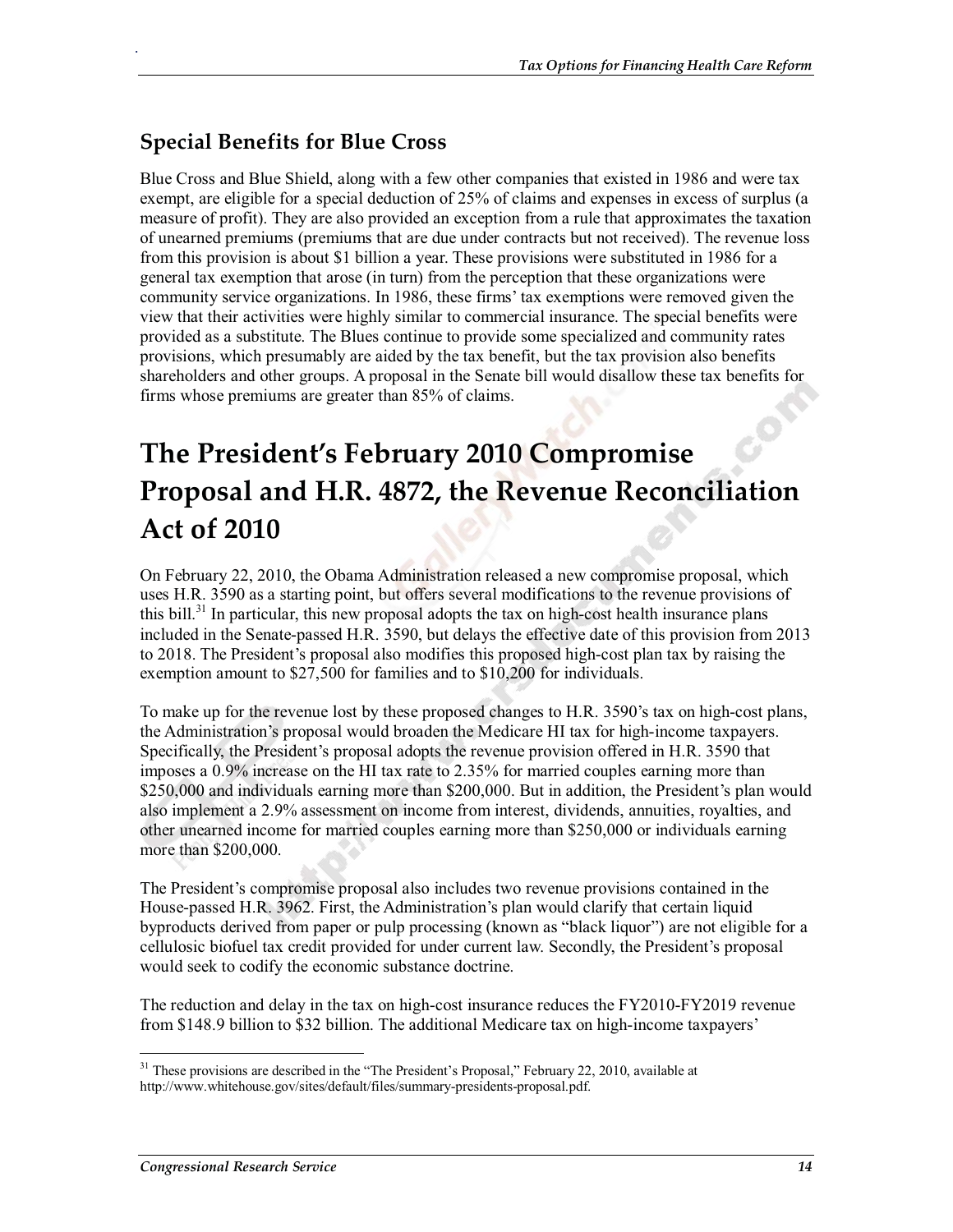### Special Benefits for Blue Cross

Blue Cross and Blue Shield, along with a few other companies that existed in 1986 and were tax exempt, are eligible for a special deduction of 25% of claims and expenses in excess of surplus (a measure of profit). They are also provided an exception from a rule that approximates the taxation of unearned premiums (premiums that are due under contracts but not received). The revenue loss from this provision is about $1 billion a year. These provisions were substituted in 1986 for a general tax exemption that arose (in turn) from the perception that these organizations were community service organizations. In 1986, these firms' tax exemptions were removed given the view that their activities were highly similar to commercial insurance. The special benefits were provided as a substitute. The Blues continue to provide some specialized and community rates provisions, which presumably are aided by the tax benefit, but the tax provision also benefits shareholders and other groups. A proposal in the Senate bill would disallow these tax benefits for firms whose premiums are greater than 85% of claims.

# The President's February 2010 Compromise Proposal and H.R. 4872, the Revenue Reconciliation Act of 2010

On February 22, 2010, the Obama Administration released a new compromise proposal, which uses H.R. 3590 as a starting point, but offers several modifications to the revenue provisions of this bill.[31] In particular, this new proposal adopts the tax on high-cost health insurance plans included in the Senate-passed H.R. 3590, but delays the effective date of this provision from 2013 to 2018. The President's proposal also modifies this proposed high-cost plan tax by raising the exemption amount to $27,500 for families and to $10,200 for individuals.

To make up for the revenue lost by these proposed changes to H.R. 3590's tax on high-cost plans, the Administration's proposal would broaden the Medicare HI tax for high-income taxpayers. Specifically, the President's proposal adopts the revenue provision offered in H.R. 3590 that imposes a 0.9% increase on the HI tax rate to 2.35% for married couples earning more than $250,000 and individuals earning more than $200,000. But in addition, the President's plan would also implement a 2.9% assessment on income from interest, dividends, annuities, royalties, and other unearned income for married couples earning more than $250,000 or individuals earning more than $200,000.

The President's compromise proposal also includes two revenue provisions contained in the House-passed H.R. 3962. First, the Administration's plan would clarify that certain liquid byproducts derived from paper or pulp processing (known as "black liquor") are not eligible for a cellulosic biofuel tax credit provided for under current law. Secondly, the President's proposal would seek to codify the economic substance doctrine.

The reduction and delay in the tax on high-cost insurance reduces the FY2010-FY2019 revenue from $148.9 billion to $32 billion. The additional Medicare tax on high-income taxpayers'

---

[31] These provisions are described in the "The President's Proposal," February 22, 2010, available at http://www.whitehouse.gov/sites/default/files/summary-presidents-proposal.pdf.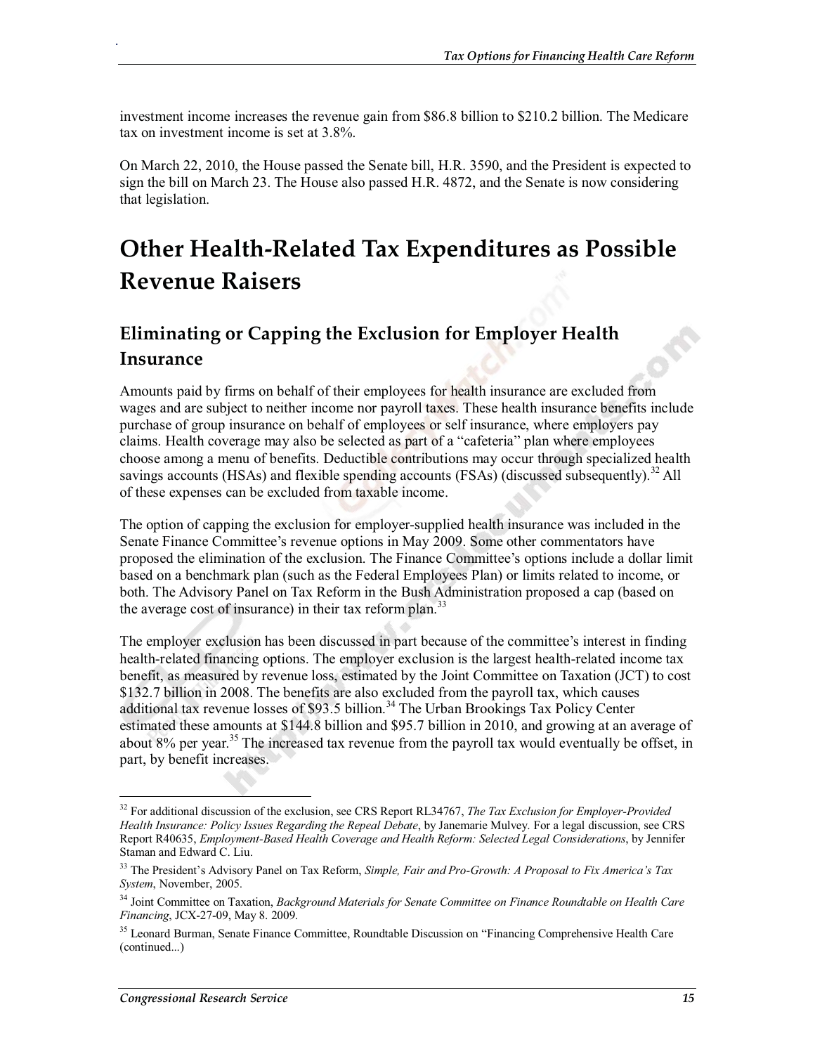investment income increases the revenue gain from $86.8 billion to $210.2 billion. The Medicare tax on investment income is set at 3.8%.

On March 22, 2010, the House passed the Senate bill, H.R. 3590, and the President is expected to sign the bill on March 23. The House also passed H.R. 4872, and the Senate is now considering that legislation.

# Other Health-Related Tax Expenditures as Possible Revenue Raisers

## Eliminating or Capping the Exclusion for Employer Health Insurance

Amounts paid by firms on behalf of their employees for health insurance are excluded from wages and are subject to neither income nor payroll taxes. These health insurance benefits include purchase of group insurance on behalf of employees or self insurance, where employers pay claims. Health coverage may also be selected as part of a "cafeteria" plan where employees choose among a menu of benefits. Deductible contributions may occur through specialized health savings accounts (HSAs) and flexible spending accounts (FSAs) (discussed subsequently).[32] All of these expenses can be excluded from taxable income.

The option of capping the exclusion for employer-supplied health insurance was included in the Senate Finance Committee's revenue options in May 2009. Some other commentators have proposed the elimination of the exclusion. The Finance Committee's options include a dollar limit based on a benchmark plan (such as the Federal Employees Plan) or limits related to income, or both. The Advisory Panel on Tax Reform in the Bush Administration proposed a cap (based on the average cost of insurance) in their tax reform plan.[33]

The employer exclusion has been discussed in part because of the committee's interest in finding health-related financing options. The employer exclusion is the largest health-related income tax benefit, as measured by revenue loss, estimated by the Joint Committee on Taxation (JCT) to cost $132.7 billion in 2008. The benefits are also excluded from the payroll tax, which causes additional tax revenue losses of $93.5 billion.[34] The Urban Brookings Tax Policy Center estimated these amounts at $144.8 billion and $95.7 billion in 2010, and growing at an average of about 8% per year.[35] The increased tax revenue from the payroll tax would eventually be offset, in part, by benefit increases.

---

[32] For additional discussion of the exclusion, see CRS Report RL34767, *The Tax Exclusion for Employer-Provided Health Insurance: Policy Issues Regarding the Repeal Debate*, by Janemarie Mulvey. For a legal discussion, see CRS Report R40635, *Employment-Based Health Coverage and Health Reform: Selected Legal Considerations*, by Jennifer Staman and Edward C. Liu.

[33] The President's Advisory Panel on Tax Reform, *Simple, Fair and Pro-Growth: A Proposal to Fix America's Tax System*, November, 2005.

[34] Joint Committee on Taxation, *Background Materials for Senate Committee on Finance Roundtable on Health Care Financing*, JCX-27-09, May 8. 2009.

[35] Leonard Burman, Senate Finance Committee, Roundtable Discussion on "Financing Comprehensive Health Care (continued...)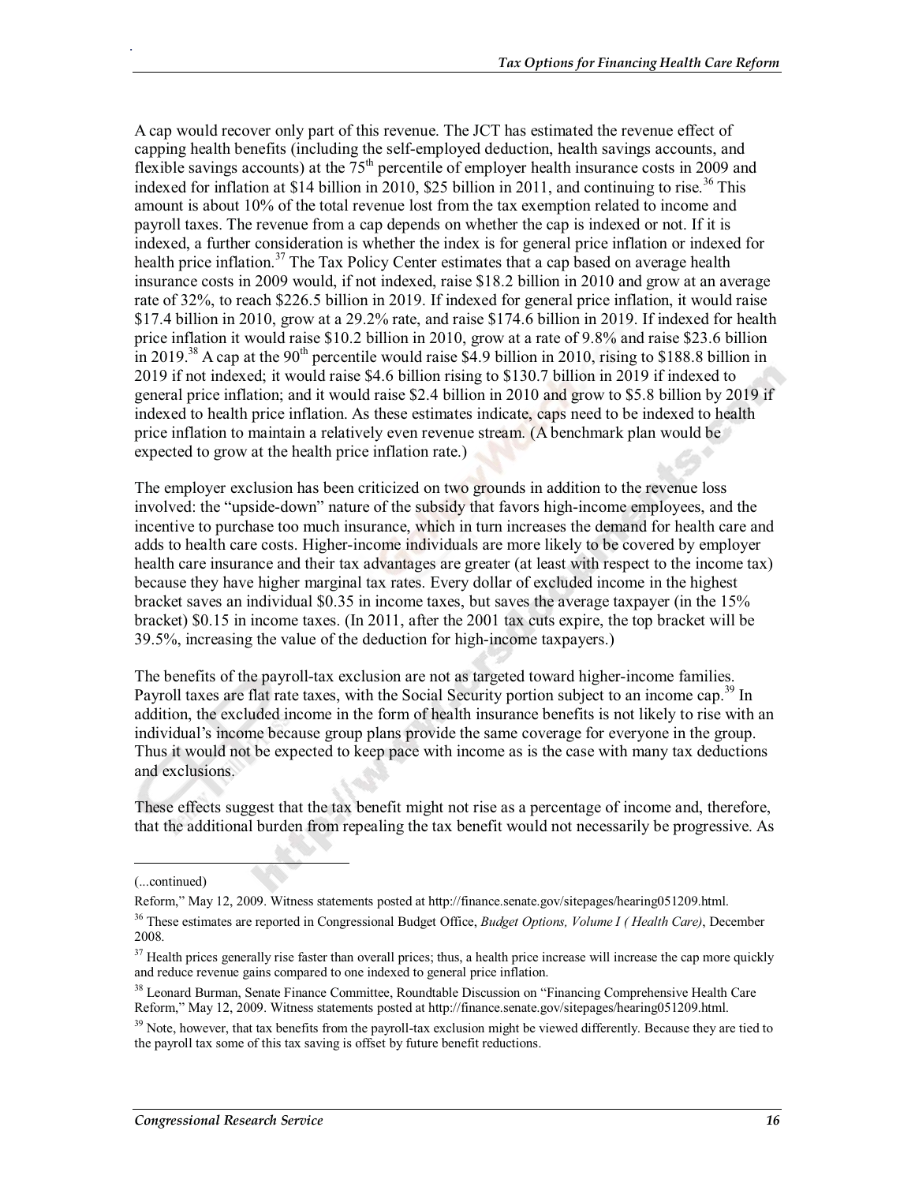A cap would recover only part of this revenue. The JCT has estimated the revenue effect of capping health benefits (including the self-employed deduction, health savings accounts, and flexible savings accounts) at the 75th percentile of employer health insurance costs in 2009 and indexed for inflation at $14 billion in 2010, $25 billion in 2011, and continuing to rise.[36] This amount is about 10% of the total revenue lost from the tax exemption related to income and payroll taxes. The revenue from a cap depends on whether the cap is indexed or not. If it is indexed, a further consideration is whether the index is for general price inflation or indexed for health price inflation.[37] The Tax Policy Center estimates that a cap based on average health insurance costs in 2009 would, if not indexed, raise $18.2 billion in 2010 and grow at an average rate of 32%, to reach $226.5 billion in 2019. If indexed for general price inflation, it would raise $17.4 billion in 2010, grow at a 29.2% rate, and raise $174.6 billion in 2019. If indexed for health price inflation it would raise $10.2 billion in 2010, grow at a rate of 9.8% and raise $23.6 billion in 2019.[38] A cap at the 90th percentile would raise $4.9 billion in 2010, rising to $188.8 billion in 2019 if not indexed; it would raise $4.6 billion rising to $130.7 billion in 2019 if indexed to general price inflation; and it would raise $2.4 billion in 2010 and grow to $5.8 billion by 2019 if indexed to health price inflation. As these estimates indicate, caps need to be indexed to health price inflation to maintain a relatively even revenue stream. (A benchmark plan would be expected to grow at the health price inflation rate.)

The employer exclusion has been criticized on two grounds in addition to the revenue loss involved: the "upside-down" nature of the subsidy that favors high-income employees, and the incentive to purchase too much insurance, which in turn increases the demand for health care and adds to health care costs. Higher-income individuals are more likely to be covered by employer health care insurance and their tax advantages are greater (at least with respect to the income tax) because they have higher marginal tax rates. Every dollar of excluded income in the highest bracket saves an individual $0.35 in income taxes, but saves the average taxpayer (in the 15% bracket) $0.15 in income taxes. (In 2011, after the 2001 tax cuts expire, the top bracket will be 39.5%, increasing the value of the deduction for high-income taxpayers.)

The benefits of the payroll-tax exclusion are not as targeted toward higher-income families. Payroll taxes are flat rate taxes, with the Social Security portion subject to an income cap.[39] In addition, the excluded income in the form of health insurance benefits is not likely to rise with an individual's income because group plans provide the same coverage for everyone in the group. Thus it would not be expected to keep pace with income as is the case with many tax deductions and exclusions.

These effects suggest that the tax benefit might not rise as a percentage of income and, therefore, that the additional burden from repealing the tax benefit would not necessarily be progressive. As

---

(...continued)

Reform," May 12, 2009. Witness statements posted at http://finance.senate.gov/sitepages/hearing051209.html.

[36] These estimates are reported in Congressional Budget Office, *Budget Options, Volume I ( Health Care)*, December 2008.

[37] Health prices generally rise faster than overall prices; thus, a health price increase will increase the cap more quickly and reduce revenue gains compared to one indexed to general price inflation.

[38] Leonard Burman, Senate Finance Committee, Roundtable Discussion on "Financing Comprehensive Health Care Reform," May 12, 2009. Witness statements posted at http://finance.senate.gov/sitepages/hearing051209.html.

[39] Note, however, that tax benefits from the payroll-tax exclusion might be viewed differently. Because they are tied to the payroll tax some of this tax saving is offset by future benefit reductions.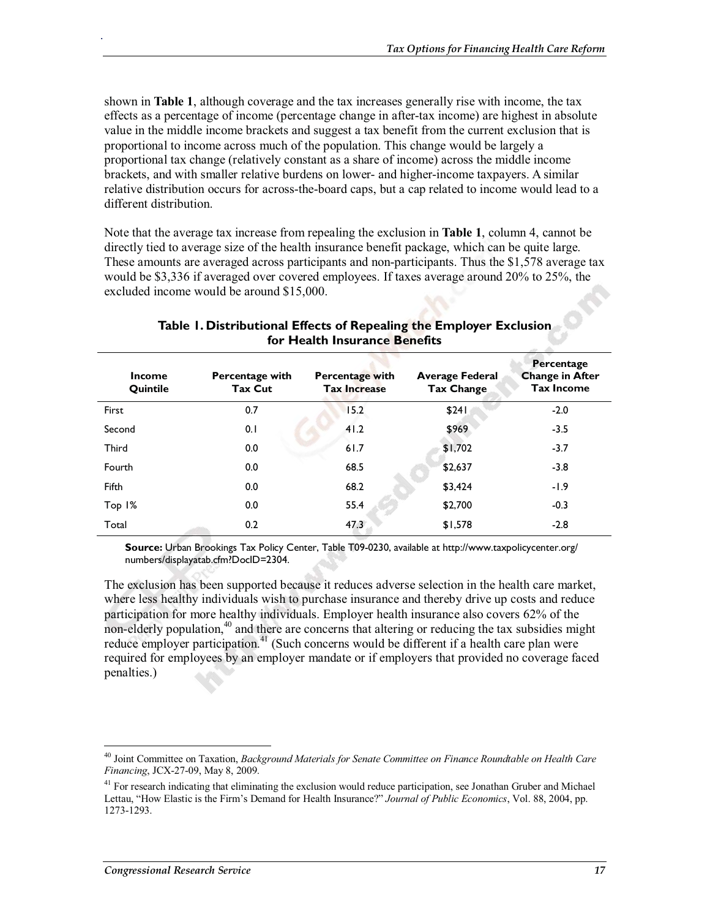shown in **Table 1**, although coverage and the tax increases generally rise with income, the tax effects as a percentage of income (percentage change in after-tax income) are highest in absolute value in the middle income brackets and suggest a tax benefit from the current exclusion that is proportional to income across much of the population. This change would be largely a proportional tax change (relatively constant as a share of income) across the middle income brackets, and with smaller relative burdens on lower- and higher-income taxpayers. A similar relative distribution occurs for across-the-board caps, but a cap related to income would lead to a different distribution.

Note that the average tax increase from repealing the exclusion in **Table 1**, column 4, cannot be directly tied to average size of the health insurance benefit package, which can be quite large. These amounts are averaged across participants and non-participants. Thus the $1,578 average tax would be $3,336 if averaged over covered employees. If taxes average around 20% to 25%, the excluded income would be around $15,000.

**Table 1. Distributional Effects of Repealing the Employer Exclusion for Health Insurance Benefits**

| Income Quintile | Percentage with Tax Cut | Percentage with Tax Increase | Average Federal Tax Change | Percentage Change in After Tax Income |
|---|---|---|---|---|
| First | 0.7 | 15.2 | $241 | -2.0 |
| Second | 0.1 | 41.2 | $969 | -3.5 |
| Third | 0.0 | 61.7 | $1,702 | -3.7 |
| Fourth | 0.0 | 68.5 | $2,637 | -3.8 |
| Fifth | 0.0 | 68.2 | $3,424 | -1.9 |
| Top 1% | 0.0 | 55.4 | $2,700 | -0.3 |
| Total | 0.2 | 47.3 | $1,578 | -2.8 |

**Source:** Urban Brookings Tax Policy Center, Table T09-0230, available at http://www.taxpolicycenter.org/numbers/displayatab.cfm?DocID=2304.

The exclusion has been supported because it reduces adverse selection in the health care market, where less healthy individuals wish to purchase insurance and thereby drive up costs and reduce participation for more healthy individuals. Employer health insurance also covers 62% of the non-elderly population,[40] and there are concerns that altering or reducing the tax subsidies might reduce employer participation.[41] (Such concerns would be different if a health care plan were required for employees by an employer mandate or if employers that provided no coverage faced penalties.)

---

[40] Joint Committee on Taxation, *Background Materials for Senate Committee on Finance Roundtable on Health Care Financing*, JCX-27-09, May 8, 2009.

[41] For research indicating that eliminating the exclusion would reduce participation, see Jonathan Gruber and Michael Lettau, "How Elastic is the Firm's Demand for Health Insurance?" *Journal of Public Economics*, Vol. 88, 2004, pp. 1273-1293.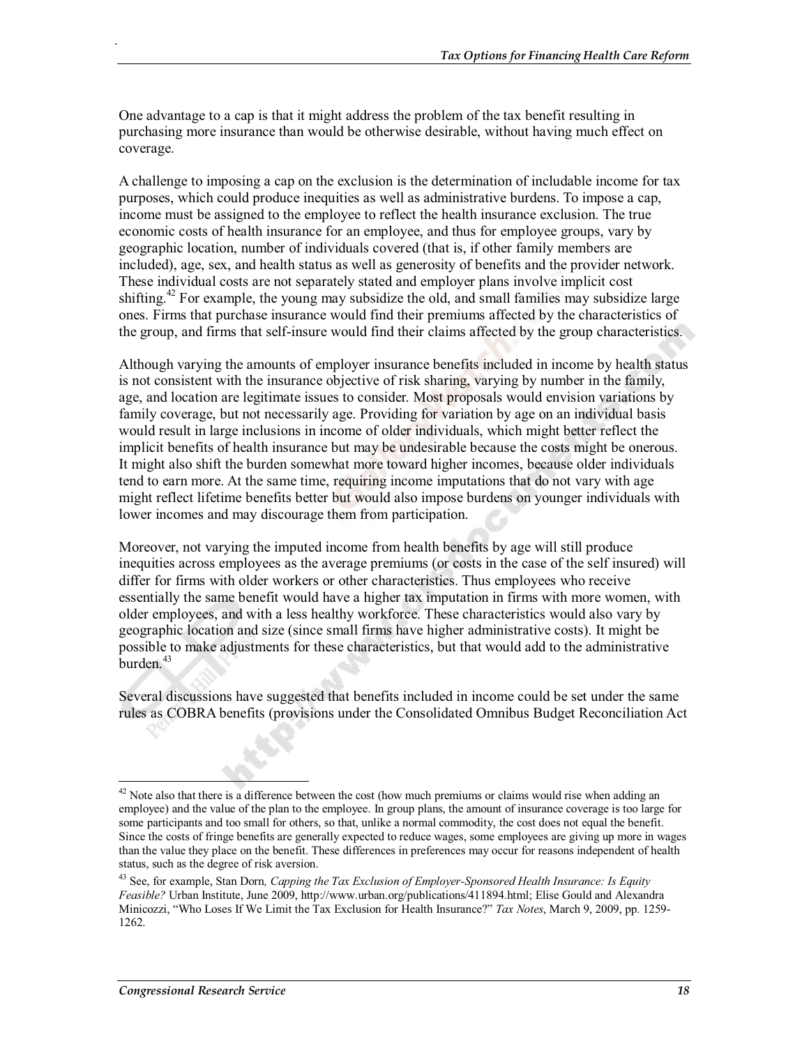One advantage to a cap is that it might address the problem of the tax benefit resulting in purchasing more insurance than would be otherwise desirable, without having much effect on coverage.

A challenge to imposing a cap on the exclusion is the determination of includable income for tax purposes, which could produce inequities as well as administrative burdens. To impose a cap, income must be assigned to the employee to reflect the health insurance exclusion. The true economic costs of health insurance for an employee, and thus for employee groups, vary by geographic location, number of individuals covered (that is, if other family members are included), age, sex, and health status as well as generosity of benefits and the provider network. These individual costs are not separately stated and employer plans involve implicit cost shifting.[42] For example, the young may subsidize the old, and small families may subsidize large ones. Firms that purchase insurance would find their premiums affected by the characteristics of the group, and firms that self-insure would find their claims affected by the group characteristics.

Although varying the amounts of employer insurance benefits included in income by health status is not consistent with the insurance objective of risk sharing, varying by number in the family, age, and location are legitimate issues to consider. Most proposals would envision variations by family coverage, but not necessarily age. Providing for variation by age on an individual basis would result in large inclusions in income of older individuals, which might better reflect the implicit benefits of health insurance but may be undesirable because the costs might be onerous. It might also shift the burden somewhat more toward higher incomes, because older individuals tend to earn more. At the same time, requiring income imputations that do not vary with age might reflect lifetime benefits better but would also impose burdens on younger individuals with lower incomes and may discourage them from participation.

Moreover, not varying the imputed income from health benefits by age will still produce inequities across employees as the average premiums (or costs in the case of the self insured) will differ for firms with older workers or other characteristics. Thus employees who receive essentially the same benefit would have a higher tax imputation in firms with more women, with older employees, and with a less healthy workforce. These characteristics would also vary by geographic location and size (since small firms have higher administrative costs). It might be possible to make adjustments for these characteristics, but that would add to the administrative burden.[43]

Several discussions have suggested that benefits included in income could be set under the same rules as COBRA benefits (provisions under the Consolidated Omnibus Budget Reconciliation Act

---

[42] Note also that there is a difference between the cost (how much premiums or claims would rise when adding an employee) and the value of the plan to the employee. In group plans, the amount of insurance coverage is too large for some participants and too small for others, so that, unlike a normal commodity, the cost does not equal the benefit. Since the costs of fringe benefits are generally expected to reduce wages, some employees are giving up more in wages than the value they place on the benefit. These differences in preferences may occur for reasons independent of health status, such as the degree of risk aversion.

[43] See, for example, Stan Dorn, *Capping the Tax Exclusion of Employer-Sponsored Health Insurance: Is Equity Feasible?* Urban Institute, June 2009, http://www.urban.org/publications/411894.html; Elise Gould and Alexandra Minicozzi, "Who Loses If We Limit the Tax Exclusion for Health Insurance?" *Tax Notes*, March 9, 2009, pp. 1259-1262.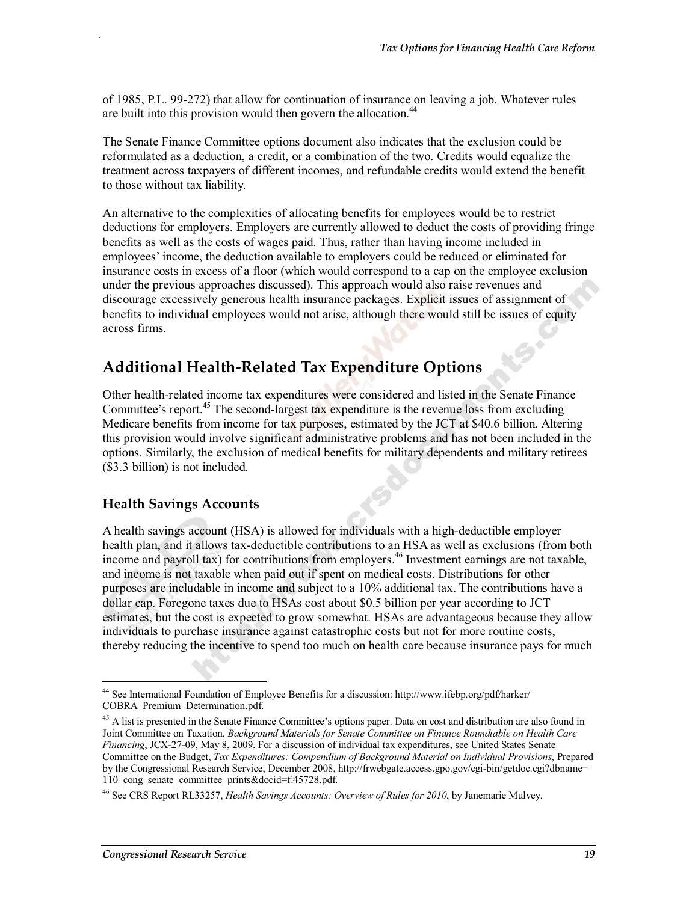of 1985, P.L. 99-272) that allow for continuation of insurance on leaving a job. Whatever rules are built into this provision would then govern the allocation.[44]

The Senate Finance Committee options document also indicates that the exclusion could be reformulated as a deduction, a credit, or a combination of the two. Credits would equalize the treatment across taxpayers of different incomes, and refundable credits would extend the benefit to those without tax liability.

An alternative to the complexities of allocating benefits for employees would be to restrict deductions for employers. Employers are currently allowed to deduct the costs of providing fringe benefits as well as the costs of wages paid. Thus, rather than having income included in employees' income, the deduction available to employers could be reduced or eliminated for insurance costs in excess of a floor (which would correspond to a cap on the employee exclusion under the previous approaches discussed). This approach would also raise revenues and discourage excessively generous health insurance packages. Explicit issues of assignment of benefits to individual employees would not arise, although there would still be issues of equity across firms.

## Additional Health-Related Tax Expenditure Options

Other health-related income tax expenditures were considered and listed in the Senate Finance Committee's report.[45] The second-largest tax expenditure is the revenue loss from excluding Medicare benefits from income for tax purposes, estimated by the JCT at $40.6 billion. Altering this provision would involve significant administrative problems and has not been included in the options. Similarly, the exclusion of medical benefits for military dependents and military retirees ($3.3 billion) is not included.

### Health Savings Accounts

A health savings account (HSA) is allowed for individuals with a high-deductible employer health plan, and it allows tax-deductible contributions to an HSA as well as exclusions (from both income and payroll tax) for contributions from employers.[46] Investment earnings are not taxable, and income is not taxable when paid out if spent on medical costs. Distributions for other purposes are includable in income and subject to a 10% additional tax. The contributions have a dollar cap. Foregone taxes due to HSAs cost about $0.5 billion per year according to JCT estimates, but the cost is expected to grow somewhat. HSAs are advantageous because they allow individuals to purchase insurance against catastrophic costs but not for more routine costs, thereby reducing the incentive to spend too much on health care because insurance pays for much

---

[44] See International Foundation of Employee Benefits for a discussion: http://www.ifebp.org/pdf/harker/COBRA_Premium_Determination.pdf.

[45] A list is presented in the Senate Finance Committee's options paper. Data on cost and distribution are also found in Joint Committee on Taxation, *Background Materials for Senate Committee on Finance Roundtable on Health Care Financing*, JCX-27-09, May 8, 2009. For a discussion of individual tax expenditures, see United States Senate Committee on the Budget, *Tax Expenditures: Compendium of Background Material on Individual Provisions*, Prepared by the Congressional Research Service, December 2008, http://frwebgate.access.gpo.gov/cgi-bin/getdoc.cgi?dbname=110_cong_senate_committee_prints&docid=f:45728.pdf.

[46] See CRS Report RL33257, *Health Savings Accounts: Overview of Rules for 2010*, by Janemarie Mulvey.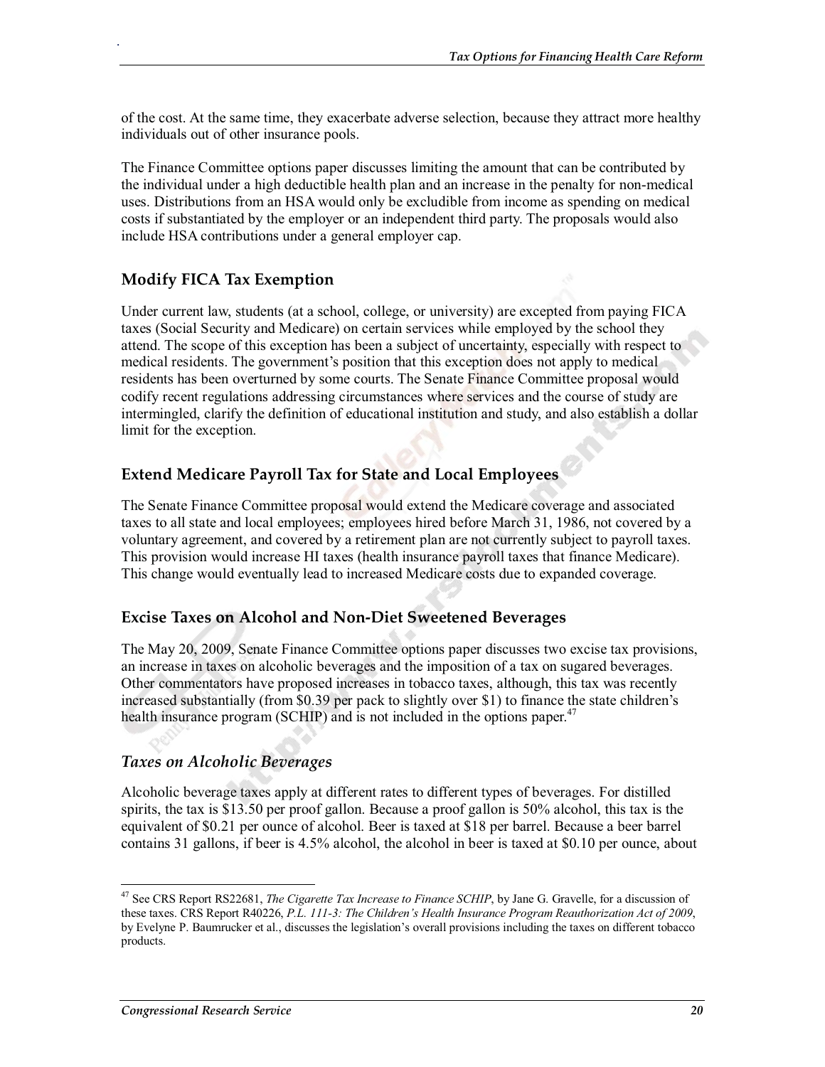of the cost. At the same time, they exacerbate adverse selection, because they attract more healthy individuals out of other insurance pools.

The Finance Committee options paper discusses limiting the amount that can be contributed by the individual under a high deductible health plan and an increase in the penalty for non-medical uses. Distributions from an HSA would only be excludible from income as spending on medical costs if substantiated by the employer or an independent third party. The proposals would also include HSA contributions under a general employer cap.

## Modify FICA Tax Exemption

Under current law, students (at a school, college, or university) are excepted from paying FICA taxes (Social Security and Medicare) on certain services while employed by the school they attend. The scope of this exception has been a subject of uncertainty, especially with respect to medical residents. The government's position that this exception does not apply to medical residents has been overturned by some courts. The Senate Finance Committee proposal would codify recent regulations addressing circumstances where services and the course of study are intermingled, clarify the definition of educational institution and study, and also establish a dollar limit for the exception.

## Extend Medicare Payroll Tax for State and Local Employees

The Senate Finance Committee proposal would extend the Medicare coverage and associated taxes to all state and local employees; employees hired before March 31, 1986, not covered by a voluntary agreement, and covered by a retirement plan are not currently subject to payroll taxes. This provision would increase HI taxes (health insurance payroll taxes that finance Medicare). This change would eventually lead to increased Medicare costs due to expanded coverage.

## Excise Taxes on Alcohol and Non-Diet Sweetened Beverages

The May 20, 2009, Senate Finance Committee options paper discusses two excise tax provisions, an increase in taxes on alcoholic beverages and the imposition of a tax on sugared beverages. Other commentators have proposed increases in tobacco taxes, although, this tax was recently increased substantially (from $0.39 per pack to slightly over $1) to finance the state children's health insurance program (SCHIP) and is not included in the options paper.[47]

### *Taxes on Alcoholic Beverages*

Alcoholic beverage taxes apply at different rates to different types of beverages. For distilled spirits, the tax is $13.50 per proof gallon. Because a proof gallon is 50% alcohol, this tax is the equivalent of $0.21 per ounce of alcohol. Beer is taxed at $18 per barrel. Because a beer barrel contains 31 gallons, if beer is 4.5% alcohol, the alcohol in beer is taxed at $0.10 per ounce, about

---

[47] See CRS Report RS22681, *The Cigarette Tax Increase to Finance SCHIP*, by Jane G. Gravelle, for a discussion of these taxes. CRS Report R40226, *P.L. 111-3: The Children's Health Insurance Program Reauthorization Act of 2009*, by Evelyne P. Baumrucker et al., discusses the legislation's overall provisions including the taxes on different tobacco products.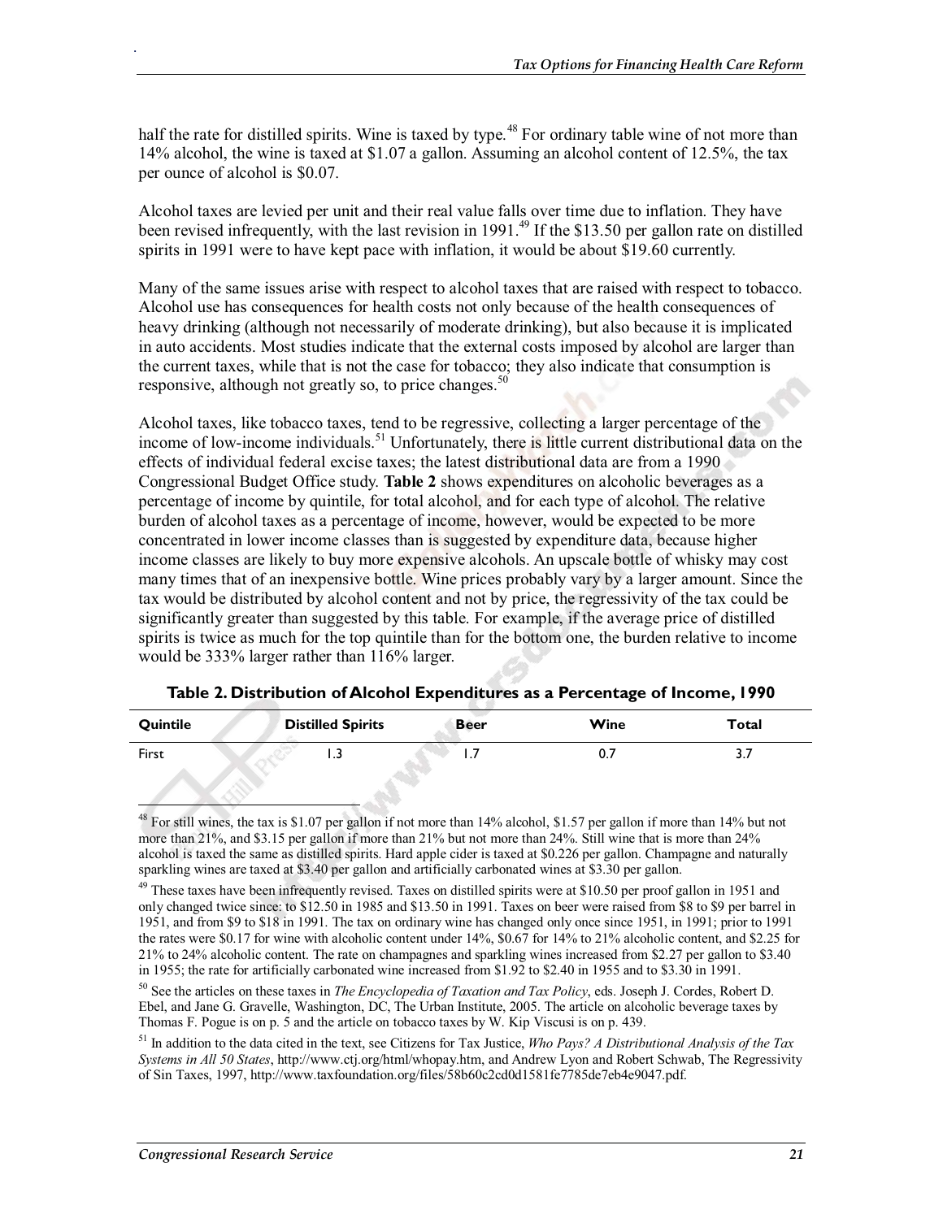half the rate for distilled spirits. Wine is taxed by type.[48] For ordinary table wine of not more than 14% alcohol, the wine is taxed at $1.07 a gallon. Assuming an alcohol content of 12.5%, the tax per ounce of alcohol is $0.07.

Alcohol taxes are levied per unit and their real value falls over time due to inflation. They have been revised infrequently, with the last revision in 1991.[49] If the $13.50 per gallon rate on distilled spirits in 1991 were to have kept pace with inflation, it would be about $19.60 currently.

Many of the same issues arise with respect to alcohol taxes that are raised with respect to tobacco. Alcohol use has consequences for health costs not only because of the health consequences of heavy drinking (although not necessarily of moderate drinking), but also because it is implicated in auto accidents. Most studies indicate that the external costs imposed by alcohol are larger than the current taxes, while that is not the case for tobacco; they also indicate that consumption is responsive, although not greatly so, to price changes.[50]

Alcohol taxes, like tobacco taxes, tend to be regressive, collecting a larger percentage of the income of low-income individuals.[51] Unfortunately, there is little current distributional data on the effects of individual federal excise taxes; the latest distributional data are from a 1990 Congressional Budget Office study. **Table 2** shows expenditures on alcoholic beverages as a percentage of income by quintile, for total alcohol, and for each type of alcohol. The relative burden of alcohol taxes as a percentage of income, however, would be expected to be more concentrated in lower income classes than is suggested by expenditure data, because higher income classes are likely to buy more expensive alcohols. An upscale bottle of whisky may cost many times that of an inexpensive bottle. Wine prices probably vary by a larger amount. Since the tax would be distributed by alcohol content and not by price, the regressivity of the tax could be significantly greater than suggested by this table. For example, if the average price of distilled spirits is twice as much for the top quintile than for the bottom one, the burden relative to income would be 333% larger rather than 116% larger.

**Table 2. Distribution of Alcohol Expenditures as a Percentage of Income, 1990**

| Quintile | Distilled Spirits | Beer | Wine | Total |
|---|---|---|---|---|
| First | 1.3 | 1.7 | 0.7 | 3.7 |

---

[48] For still wines, the tax is $1.07 per gallon if not more than 14% alcohol, $1.57 per gallon if more than 14% but not more than 21%, and $3.15 per gallon if more than 21% but not more than 24%. Still wine that is more than 24% alcohol is taxed the same as distilled spirits. Hard apple cider is taxed at $0.226 per gallon. Champagne and naturally sparkling wines are taxed at $3.40 per gallon and artificially carbonated wines at $3.30 per gallon.

[49] These taxes have been infrequently revised. Taxes on distilled spirits were at $10.50 per proof gallon in 1951 and only changed twice since: to $12.50 in 1985 and $13.50 in 1991. Taxes on beer were raised from $8 to $9 per barrel in 1951, and from $9 to $18 in 1991. The tax on ordinary wine has changed only once since 1951, in 1991; prior to 1991 the rates were $0.17 for wine with alcoholic content under 14%, $0.67 for 14% to 21% alcoholic content, and $2.25 for 21% to 24% alcoholic content. The rate on champagnes and sparkling wines increased from $2.27 per gallon to $3.40 in 1955; the rate for artificially carbonated wine increased from $1.92 to $2.40 in 1955 and to $3.30 in 1991.

[50] See the articles on these taxes in *The Encyclopedia of Taxation and Tax Policy*, eds. Joseph J. Cordes, Robert D. Ebel, and Jane G. Gravelle, Washington, DC, The Urban Institute, 2005. The article on alcoholic beverage taxes by Thomas F. Pogue is on p. 5 and the article on tobacco taxes by W. Kip Viscusi is on p. 439.

[51] In addition to the data cited in the text, see Citizens for Tax Justice, *Who Pays? A Distributional Analysis of the Tax Systems in All 50 States*, http://www.ctj.org/html/whopay.htm, and Andrew Lyon and Robert Schwab, The Regressivity of Sin Taxes, 1997, http://www.taxfoundation.org/files/58b60c2cd0d1581fe7785de7eb4e9047.pdf.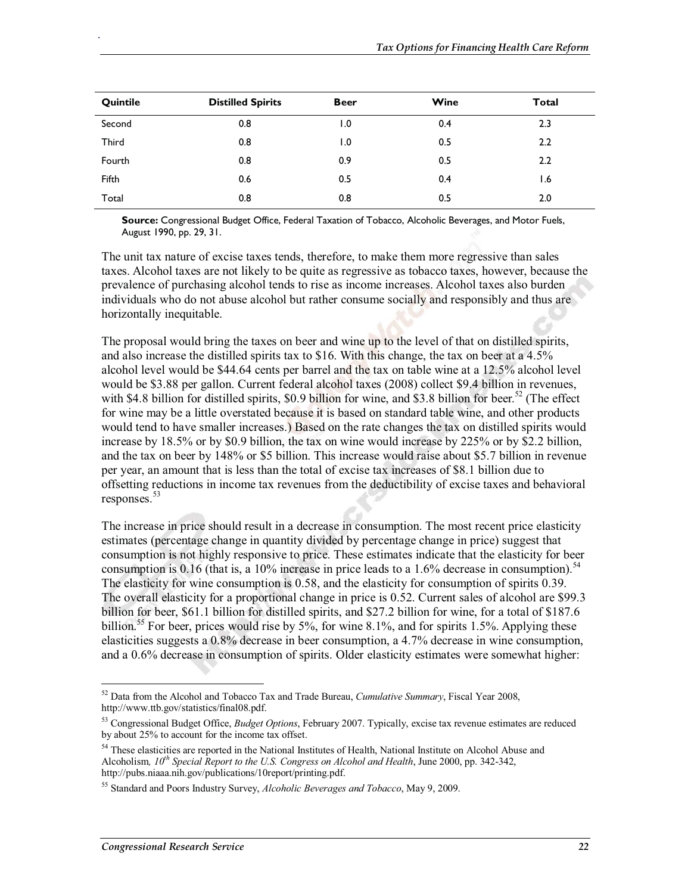| Quintile | Distilled Spirits | Beer | Wine | Total |
| --- | --- | --- | --- | --- |
| Second | 0.8 | 1.0 | 0.4 | 2.3 |
| Third | 0.8 | 1.0 | 0.5 | 2.2 |
| Fourth | 0.8 | 0.9 | 0.5 | 2.2 |
| Fifth | 0.6 | 0.5 | 0.4 | 1.6 |
| Total | 0.8 | 0.8 | 0.5 | 2.0 |

**Source:** Congressional Budget Office, Federal Taxation of Tobacco, Alcoholic Beverages, and Motor Fuels, August 1990, pp. 29, 31.

The unit tax nature of excise taxes tends, therefore, to make them more regressive than sales taxes. Alcohol taxes are not likely to be quite as regressive as tobacco taxes, however, because the prevalence of purchasing alcohol tends to rise as income increases. Alcohol taxes also burden individuals who do not abuse alcohol but rather consume socially and responsibly and thus are horizontally inequitable.

The proposal would bring the taxes on beer and wine up to the level of that on distilled spirits, and also increase the distilled spirits tax to $16. With this change, the tax on beer at a 4.5% alcohol level would be $44.64 cents per barrel and the tax on table wine at a 12.5% alcohol level would be $3.88 per gallon. Current federal alcohol taxes (2008) collect $9.4 billion in revenues, with $4.8 billion for distilled spirits, $0.9 billion for wine, and $3.8 billion for beer.[52] (The effect for wine may be a little overstated because it is based on standard table wine, and other products would tend to have smaller increases.) Based on the rate changes the tax on distilled spirits would increase by 18.5% or by $0.9 billion, the tax on wine would increase by 225% or by $2.2 billion, and the tax on beer by 148% or $5 billion. This increase would raise about $5.7 billion in revenue per year, an amount that is less than the total of excise tax increases of $8.1 billion due to offsetting reductions in income tax revenues from the deductibility of excise taxes and behavioral responses.[53]

The increase in price should result in a decrease in consumption. The most recent price elasticity estimates (percentage change in quantity divided by percentage change in price) suggest that consumption is not highly responsive to price. These estimates indicate that the elasticity for beer consumption is 0.16 (that is, a 10% increase in price leads to a 1.6% decrease in consumption).[54] The elasticity for wine consumption is 0.58, and the elasticity for consumption of spirits 0.39. The overall elasticity for a proportional change in price is 0.52. Current sales of alcohol are $99.3 billion for beer, $61.1 billion for distilled spirits, and $27.2 billion for wine, for a total of $187.6 billion.[55] For beer, prices would rise by 5%, for wine 8.1%, and for spirits 1.5%. Applying these elasticities suggests a 0.8% decrease in beer consumption, a 4.7% decrease in wine consumption, and a 0.6% decrease in consumption of spirits. Older elasticity estimates were somewhat higher:

---

[52] Data from the Alcohol and Tobacco Tax and Trade Bureau, *Cumulative Summary*, Fiscal Year 2008, http://www.ttb.gov/statistics/final08.pdf.

[53] Congressional Budget Office, *Budget Options*, February 2007. Typically, excise tax revenue estimates are reduced by about 25% to account for the income tax offset.

[54] These elasticities are reported in the National Institutes of Health, National Institute on Alcohol Abuse and Alcoholism, *10th Special Report to the U.S. Congress on Alcohol and Health*, June 2000, pp. 342-342, http://pubs.niaaa.nih.gov/publications/10report/printing.pdf.

[55] Standard and Poors Industry Survey, *Alcoholic Beverages and Tobacco*, May 9, 2009.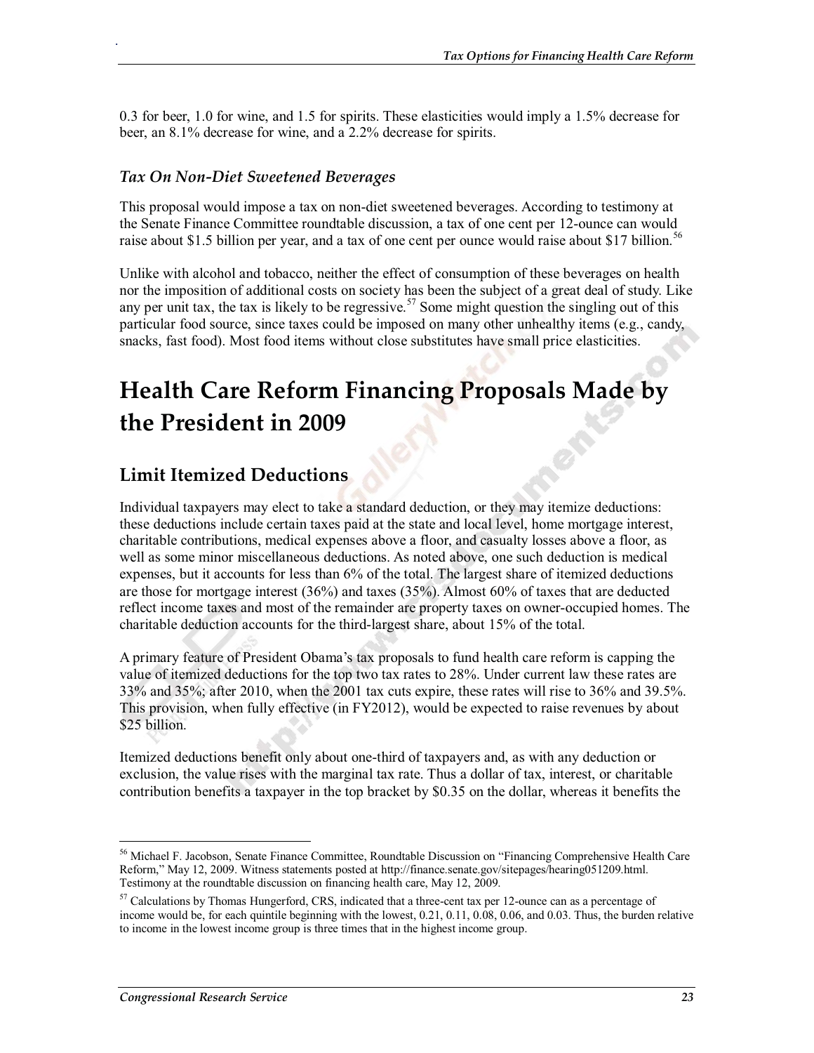0.3 for beer, 1.0 for wine, and 1.5 for spirits. These elasticities would imply a 1.5% decrease for beer, an 8.1% decrease for wine, and a 2.2% decrease for spirits.

### *Tax On Non-Diet Sweetened Beverages*

This proposal would impose a tax on non-diet sweetened beverages. According to testimony at the Senate Finance Committee roundtable discussion, a tax of one cent per 12-ounce can would raise about $1.5 billion per year, and a tax of one cent per ounce would raise about $17 billion.[56]

Unlike with alcohol and tobacco, neither the effect of consumption of these beverages on health nor the imposition of additional costs on society has been the subject of a great deal of study. Like any per unit tax, the tax is likely to be regressive.[57] Some might question the singling out of this particular food source, since taxes could be imposed on many other unhealthy items (e.g., candy, snacks, fast food). Most food items without close substitutes have small price elasticities.

# Health Care Reform Financing Proposals Made by the President in 2009

## Limit Itemized Deductions

Individual taxpayers may elect to take a standard deduction, or they may itemize deductions: these deductions include certain taxes paid at the state and local level, home mortgage interest, charitable contributions, medical expenses above a floor, and casualty losses above a floor, as well as some minor miscellaneous deductions. As noted above, one such deduction is medical expenses, but it accounts for less than 6% of the total. The largest share of itemized deductions are those for mortgage interest (36%) and taxes (35%). Almost 60% of taxes that are deducted reflect income taxes and most of the remainder are property taxes on owner-occupied homes. The charitable deduction accounts for the third-largest share, about 15% of the total.

A primary feature of President Obama's tax proposals to fund health care reform is capping the value of itemized deductions for the top two tax rates to 28%. Under current law these rates are 33% and 35%; after 2010, when the 2001 tax cuts expire, these rates will rise to 36% and 39.5%. This provision, when fully effective (in FY2012), would be expected to raise revenues by about $25 billion.

Itemized deductions benefit only about one-third of taxpayers and, as with any deduction or exclusion, the value rises with the marginal tax rate. Thus a dollar of tax, interest, or charitable contribution benefits a taxpayer in the top bracket by $0.35 on the dollar, whereas it benefits the

---

[56] Michael F. Jacobson, Senate Finance Committee, Roundtable Discussion on "Financing Comprehensive Health Care Reform," May 12, 2009. Witness statements posted at http://finance.senate.gov/sitepages/hearing051209.html. Testimony at the roundtable discussion on financing health care, May 12, 2009.

[57] Calculations by Thomas Hungerford, CRS, indicated that a three-cent tax per 12-ounce can as a percentage of income would be, for each quintile beginning with the lowest, 0.21, 0.11, 0.08, 0.06, and 0.03. Thus, the burden relative to income in the lowest income group is three times that in the highest income group.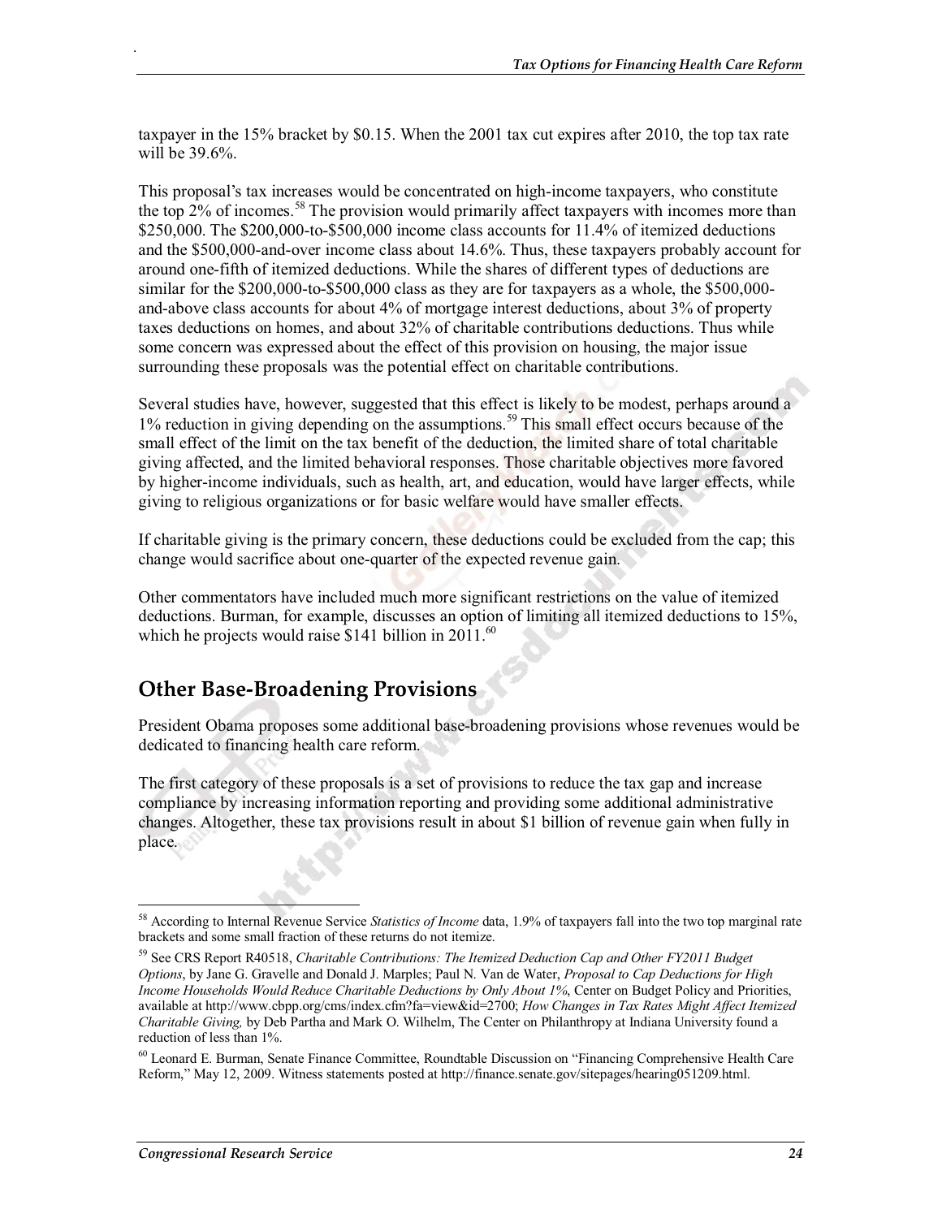taxpayer in the 15% bracket by $0.15. When the 2001 tax cut expires after 2010, the top tax rate will be 39.6%.

This proposal's tax increases would be concentrated on high-income taxpayers, who constitute the top 2% of incomes.[58] The provision would primarily affect taxpayers with incomes more than $250,000. The $200,000-to-$500,000 income class accounts for 11.4% of itemized deductions and the $500,000-and-over income class about 14.6%. Thus, these taxpayers probably account for around one-fifth of itemized deductions. While the shares of different types of deductions are similar for the $200,000-to-$500,000 class as they are for taxpayers as a whole, the $500,000-and-above class accounts for about 4% of mortgage interest deductions, about 3% of property taxes deductions on homes, and about 32% of charitable contributions deductions. Thus while some concern was expressed about the effect of this provision on housing, the major issue surrounding these proposals was the potential effect on charitable contributions.

Several studies have, however, suggested that this effect is likely to be modest, perhaps around a 1% reduction in giving depending on the assumptions.[59] This small effect occurs because of the small effect of the limit on the tax benefit of the deduction, the limited share of total charitable giving affected, and the limited behavioral responses. Those charitable objectives more favored by higher-income individuals, such as health, art, and education, would have larger effects, while giving to religious organizations or for basic welfare would have smaller effects.

If charitable giving is the primary concern, these deductions could be excluded from the cap; this change would sacrifice about one-quarter of the expected revenue gain.

Other commentators have included much more significant restrictions on the value of itemized deductions. Burman, for example, discusses an option of limiting all itemized deductions to 15%, which he projects would raise $141 billion in 2011.[60]

## Other Base-Broadening Provisions

President Obama proposes some additional base-broadening provisions whose revenues would be dedicated to financing health care reform.

The first category of these proposals is a set of provisions to reduce the tax gap and increase compliance by increasing information reporting and providing some additional administrative changes. Altogether, these tax provisions result in about $1 billion of revenue gain when fully in place.

---

[58] According to Internal Revenue Service *Statistics of Income* data, 1.9% of taxpayers fall into the two top marginal rate brackets and some small fraction of these returns do not itemize.

[59] See CRS Report R40518, *Charitable Contributions: The Itemized Deduction Cap and Other FY2011 Budget Options*, by Jane G. Gravelle and Donald J. Marples; Paul N. Van de Water, *Proposal to Cap Deductions for High Income Households Would Reduce Charitable Deductions by Only About 1%*, Center on Budget Policy and Priorities, available at http://www.cbpp.org/cms/index.cfm?fa=view&id=2700; *How Changes in Tax Rates Might Affect Itemized Charitable Giving,* by Deb Partha and Mark O. Wilhelm, The Center on Philanthropy at Indiana University found a reduction of less than 1%.

[60] Leonard E. Burman, Senate Finance Committee, Roundtable Discussion on "Financing Comprehensive Health Care Reform," May 12, 2009. Witness statements posted at http://finance.senate.gov/sitepages/hearing051209.html.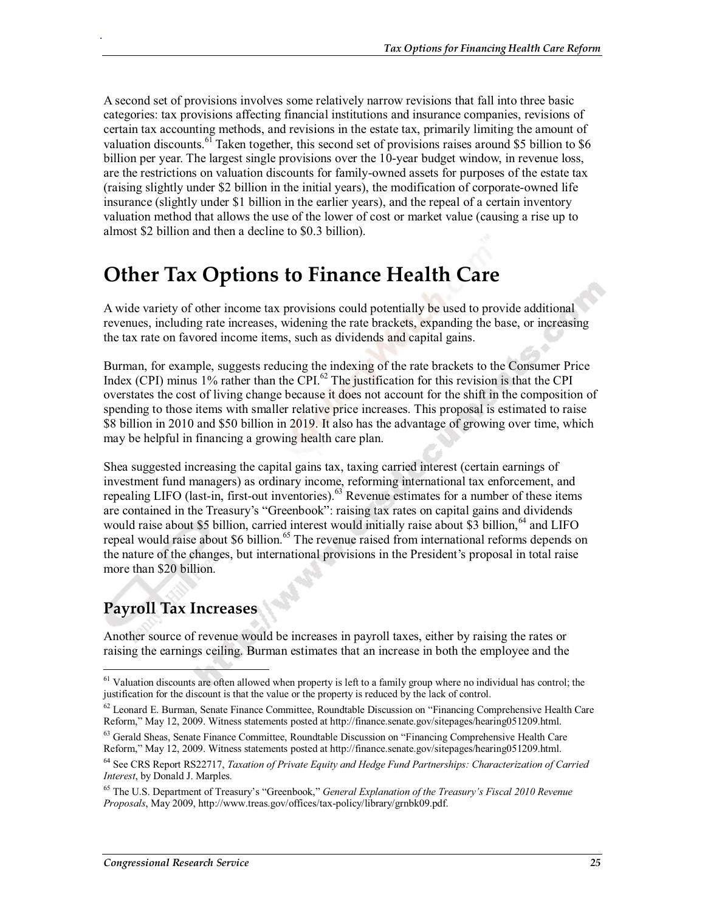A second set of provisions involves some relatively narrow revisions that fall into three basic categories: tax provisions affecting financial institutions and insurance companies, revisions of certain tax accounting methods, and revisions in the estate tax, primarily limiting the amount of valuation discounts.[61] Taken together, this second set of provisions raises around $5 billion to $6 billion per year. The largest single provisions over the 10-year budget window, in revenue loss, are the restrictions on valuation discounts for family-owned assets for purposes of the estate tax (raising slightly under $2 billion in the initial years), the modification of corporate-owned life insurance (slightly under $1 billion in the earlier years), and the repeal of a certain inventory valuation method that allows the use of the lower of cost or market value (causing a rise up to almost $2 billion and then a decline to $0.3 billion).

# Other Tax Options to Finance Health Care

A wide variety of other income tax provisions could potentially be used to provide additional revenues, including rate increases, widening the rate brackets, expanding the base, or increasing the tax rate on favored income items, such as dividends and capital gains.

Burman, for example, suggests reducing the indexing of the rate brackets to the Consumer Price Index (CPI) minus 1% rather than the CPI.[62] The justification for this revision is that the CPI overstates the cost of living change because it does not account for the shift in the composition of spending to those items with smaller relative price increases. This proposal is estimated to raise $8 billion in 2010 and $50 billion in 2019. It also has the advantage of growing over time, which may be helpful in financing a growing health care plan.

Shea suggested increasing the capital gains tax, taxing carried interest (certain earnings of investment fund managers) as ordinary income, reforming international tax enforcement, and repealing LIFO (last-in, first-out inventories).[63] Revenue estimates for a number of these items are contained in the Treasury's "Greenbook": raising tax rates on capital gains and dividends would raise about $5 billion, carried interest would initially raise about $3 billion,[64] and LIFO repeal would raise about $6 billion.[65] The revenue raised from international reforms depends on the nature of the changes, but international provisions in the President's proposal in total raise more than $20 billion.

## Payroll Tax Increases

Another source of revenue would be increases in payroll taxes, either by raising the rates or raising the earnings ceiling. Burman estimates that an increase in both the employee and the

---

[61] Valuation discounts are often allowed when property is left to a family group where no individual has control; the justification for the discount is that the value or the property is reduced by the lack of control.

[62] Leonard E. Burman, Senate Finance Committee, Roundtable Discussion on "Financing Comprehensive Health Care Reform," May 12, 2009. Witness statements posted at http://finance.senate.gov/sitepages/hearing051209.html.

[63] Gerald Sheas, Senate Finance Committee, Roundtable Discussion on "Financing Comprehensive Health Care Reform," May 12, 2009. Witness statements posted at http://finance.senate.gov/sitepages/hearing051209.html.

[64] See CRS Report RS22717, *Taxation of Private Equity and Hedge Fund Partnerships: Characterization of Carried Interest*, by Donald J. Marples.

[65] The U.S. Department of Treasury's "Greenbook," *General Explanation of the Treasury's Fiscal 2010 Revenue Proposals*, May 2009, http://www.treas.gov/offices/tax-policy/library/grnbk09.pdf.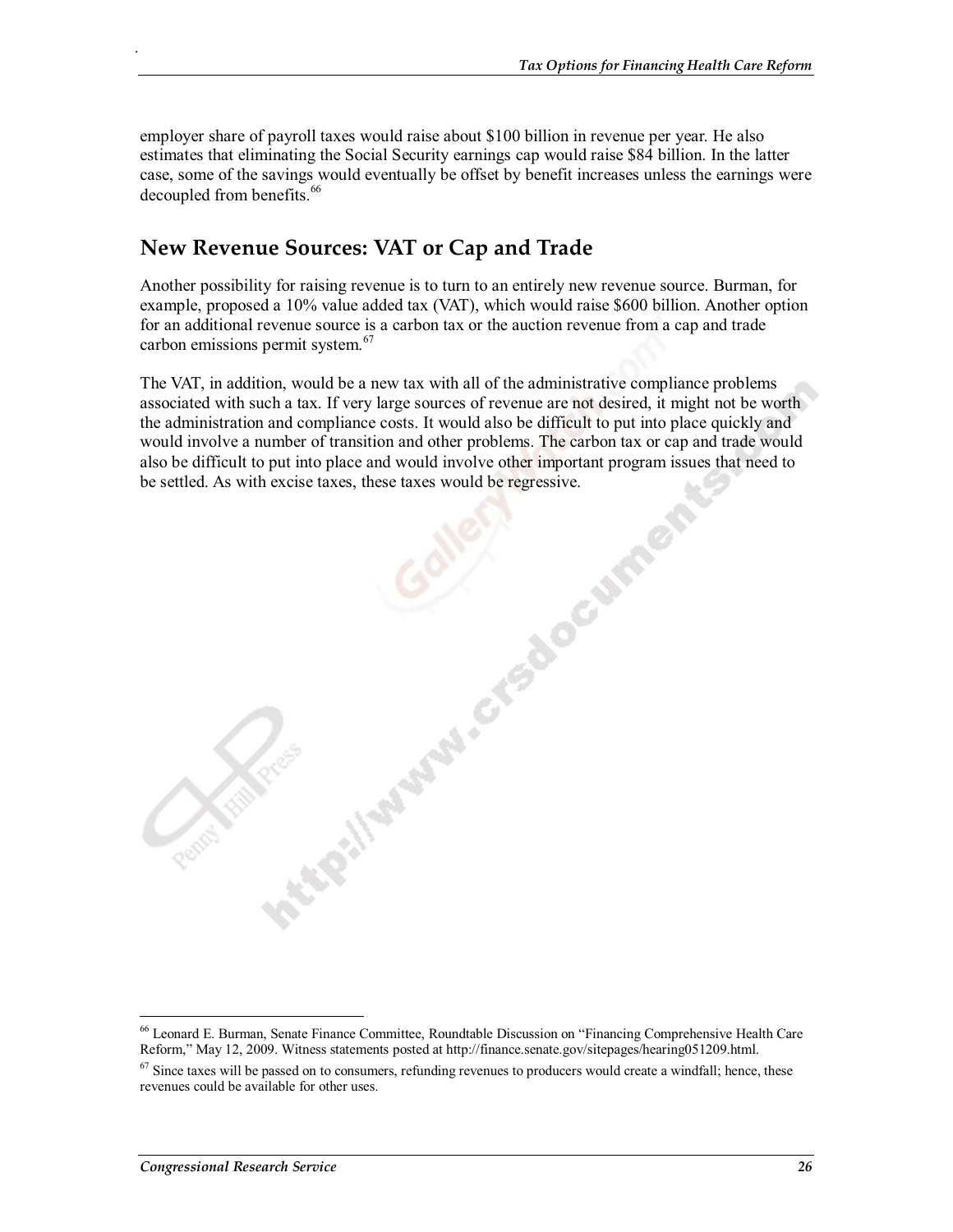employer share of payroll taxes would raise about $100 billion in revenue per year. He also estimates that eliminating the Social Security earnings cap would raise $84 billion. In the latter case, some of the savings would eventually be offset by benefit increases unless the earnings were decoupled from benefits.[66]

## New Revenue Sources: VAT or Cap and Trade

Another possibility for raising revenue is to turn to an entirely new revenue source. Burman, for example, proposed a 10% value added tax (VAT), which would raise $600 billion. Another option for an additional revenue source is a carbon tax or the auction revenue from a cap and trade carbon emissions permit system.[67]

The VAT, in addition, would be a new tax with all of the administrative compliance problems associated with such a tax. If very large sources of revenue are not desired, it might not be worth the administration and compliance costs. It would also be difficult to put into place quickly and would involve a number of transition and other problems. The carbon tax or cap and trade would also be difficult to put into place and would involve other important program issues that need to be settled. As with excise taxes, these taxes would be regressive.

---

[66] Leonard E. Burman, Senate Finance Committee, Roundtable Discussion on "Financing Comprehensive Health Care Reform," May 12, 2009. Witness statements posted at http://finance.senate.gov/sitepages/hearing051209.html.

[67] Since taxes will be passed on to consumers, refunding revenues to producers would create a windfall; hence, these revenues could be available for other uses.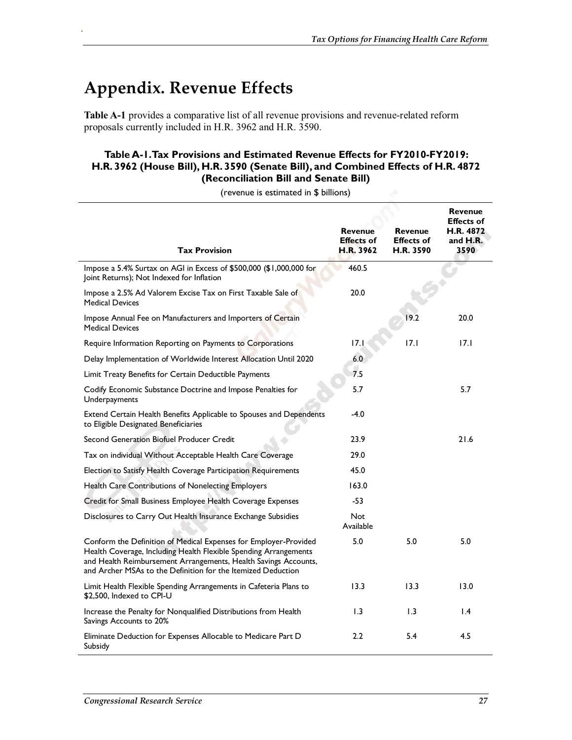# Appendix. Revenue Effects

**Table A-1** provides a comparative list of all revenue provisions and revenue-related reform proposals currently included in H.R. 3962 and H.R. 3590.

**Table A-1. Tax Provisions and Estimated Revenue Effects for FY2010-FY2019: H.R. 3962 (House Bill), H.R. 3590 (Senate Bill), and Combined Effects of H.R. 4872 (Reconciliation Bill and Senate Bill)**

(revenue is estimated in $ billions)

| Tax Provision | Revenue Effects of H.R. 3962 | Revenue Effects of H.R. 3590 | Revenue Effects of H.R. 4872 and H.R. 3590 |
|---|---|---|---|
| Impose a 5.4% Surtax on AGI in Excess of $500,000 ($1,000,000 for Joint Returns); Not Indexed for Inflation | 460.5 | | |
| Impose a 2.5% Ad Valorem Excise Tax on First Taxable Sale of Medical Devices | 20.0 | | |
| Impose Annual Fee on Manufacturers and Importers of Certain Medical Devices | | 19.2 | 20.0 |
| Require Information Reporting on Payments to Corporations | 17.1 | 17.1 | 17.1 |
| Delay Implementation of Worldwide Interest Allocation Until 2020 | 6.0 | | |
| Limit Treaty Benefits for Certain Deductible Payments | 7.5 | | |
| Codify Economic Substance Doctrine and Impose Penalties for Underpayments | 5.7 | | 5.7 |
| Extend Certain Health Benefits Applicable to Spouses and Dependents to Eligible Designated Beneficiaries | -4.0 | | |
| Second Generation Biofuel Producer Credit | 23.9 | | 21.6 |
| Tax on individual Without Acceptable Health Care Coverage | 29.0 | | |
| Election to Satisfy Health Coverage Participation Requirements | 45.0 | | |
| Health Care Contributions of Nonelecting Employers | 163.0 | | |
| Credit for Small Business Employee Health Coverage Expenses | -53 | | |
| Disclosures to Carry Out Health Insurance Exchange Subsidies | Not Available | | |
| Conform the Definition of Medical Expenses for Employer-Provided Health Coverage, Including Health Flexible Spending Arrangements and Health Reimbursement Arrangements, Health Savings Accounts, and Archer MSAs to the Definition for the Itemized Deduction | 5.0 | 5.0 | 5.0 |
| Limit Health Flexible Spending Arrangements in Cafeteria Plans to $2,500, Indexed to CPI-U | 13.3 | 13.3 | 13.0 |
| Increase the Penalty for Nonqualified Distributions from Health Savings Accounts to 20% | 1.3 | 1.3 | 1.4 |
| Eliminate Deduction for Expenses Allocable to Medicare Part D Subsidy | 2.2 | 5.4 | 4.5 |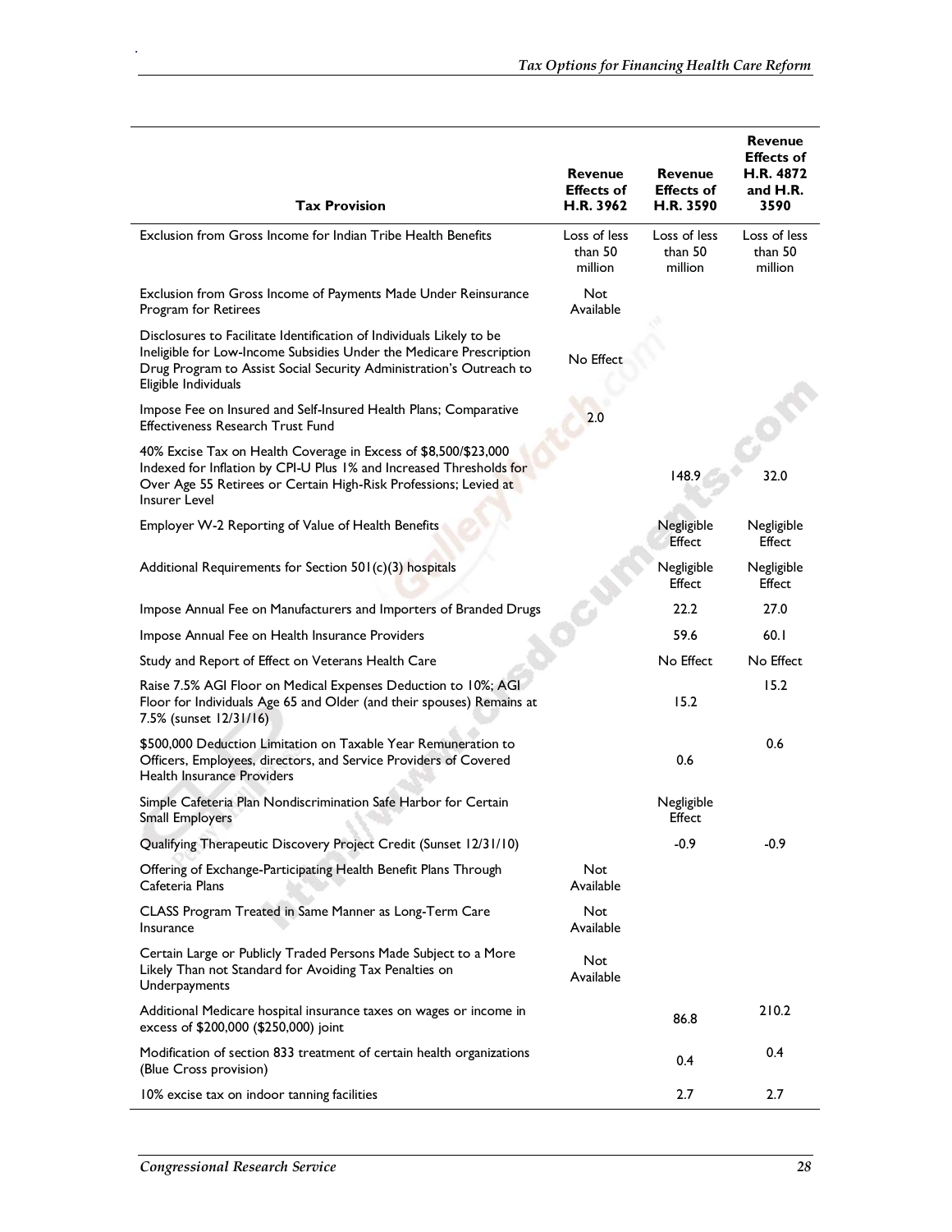| Tax Provision | Revenue Effects of H.R. 3962 | Revenue Effects of H.R. 3590 | Revenue Effects of H.R. 4872 and H.R. 3590 |
|---|---|---|---|
| Exclusion from Gross Income for Indian Tribe Health Benefits | Loss of less than 50 million | Loss of less than 50 million | Loss of less than 50 million |
| Exclusion from Gross Income of Payments Made Under Reinsurance Program for Retirees | Not Available | | |
| Disclosures to Facilitate Identification of Individuals Likely to be Ineligible for Low-Income Subsidies Under the Medicare Prescription Drug Program to Assist Social Security Administration's Outreach to Eligible Individuals | No Effect | | |
| Impose Fee on Insured and Self-Insured Health Plans; Comparative Effectiveness Research Trust Fund | 2.0 | | |
| 40% Excise Tax on Health Coverage in Excess of $8,500/$23,000 Indexed for Inflation by CPI-U Plus 1% and Increased Thresholds for Over Age 55 Retirees or Certain High-Risk Professions; Levied at Insurer Level | | 148.9 | 32.0 |
| Employer W-2 Reporting of Value of Health Benefits | | Negligible Effect | Negligible Effect |
| Additional Requirements for Section 501(c)(3) hospitals | | Negligible Effect | Negligible Effect |
| Impose Annual Fee on Manufacturers and Importers of Branded Drugs | | 22.2 | 27.0 |
| Impose Annual Fee on Health Insurance Providers | | 59.6 | 60.1 |
| Study and Report of Effect on Veterans Health Care | | No Effect | No Effect |
| Raise 7.5% AGI Floor on Medical Expenses Deduction to 10%; AGI Floor for Individuals Age 65 and Older (and their spouses) Remains at 7.5% (sunset 12/31/16) | | 15.2 | 15.2 |
| $500,000 Deduction Limitation on Taxable Year Remuneration to Officers, Employees, directors, and Service Providers of Covered Health Insurance Providers | | 0.6 | 0.6 |
| Simple Cafeteria Plan Nondiscrimination Safe Harbor for Certain Small Employers | | Negligible Effect | |
| Qualifying Therapeutic Discovery Project Credit (Sunset 12/31/10) | | -0.9 | -0.9 |
| Offering of Exchange-Participating Health Benefit Plans Through Cafeteria Plans | Not Available | | |
| CLASS Program Treated in Same Manner as Long-Term Care Insurance | Not Available | | |
| Certain Large or Publicly Traded Persons Made Subject to a More Likely Than not Standard for Avoiding Tax Penalties on Underpayments | Not Available | | |
| Additional Medicare hospital insurance taxes on wages or income in excess of $200,000 ($250,000) joint | | 86.8 | 210.2 |
| Modification of section 833 treatment of certain health organizations (Blue Cross provision) | | 0.4 | 0.4 |
| 10% excise tax on indoor tanning facilities | | 2.7 | 2.7 |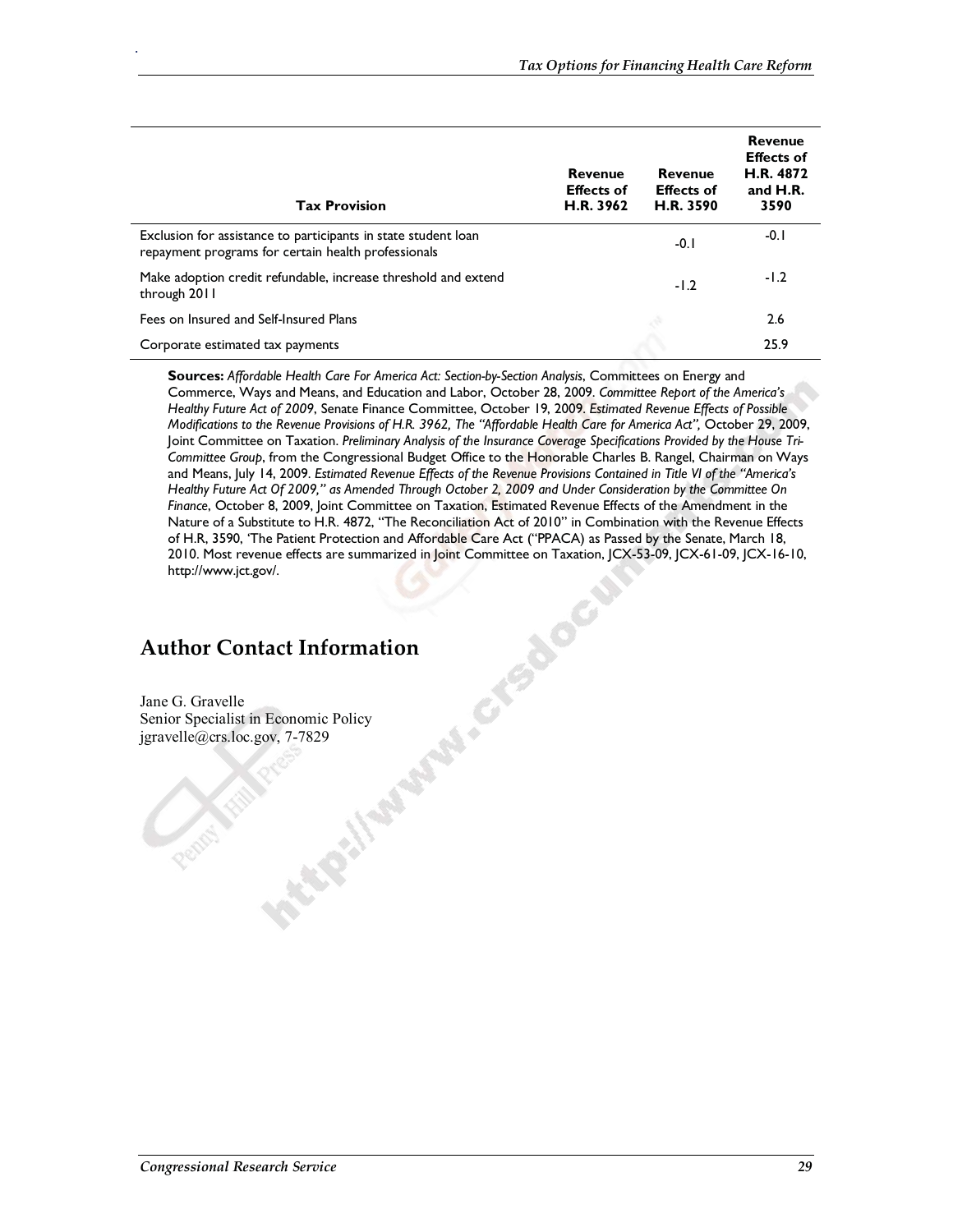| Tax Provision | Revenue Effects of H.R. 3962 | Revenue Effects of H.R. 3590 | Revenue Effects of H.R. 4872 and H.R. 3590 |
|---|---|---|---|
| Exclusion for assistance to participants in state student loan repayment programs for certain health professionals | | -0.1 | -0.1 |
| Make adoption credit refundable, increase threshold and extend through 2011 | | -1.2 | -1.2 |
| Fees on Insured and Self-Insured Plans | | | 2.6 |
| Corporate estimated tax payments | | | 25.9 |

**Sources:** *Affordable Health Care For America Act: Section-by-Section Analysis*, Committees on Energy and Commerce, Ways and Means, and Education and Labor, October 28, 2009. *Committee Report of the America's Healthy Future Act of 2009*, Senate Finance Committee, October 19, 2009. *Estimated Revenue Effects of Possible Modifications to the Revenue Provisions of H.R. 3962, The "Affordable Health Care for America Act",* October 29, 2009, Joint Committee on Taxation. *Preliminary Analysis of the Insurance Coverage Specifications Provided by the House Tri-Committee Group*, from the Congressional Budget Office to the Honorable Charles B. Rangel, Chairman on Ways and Means, July 14, 2009. *Estimated Revenue Effects of the Revenue Provisions Contained in Title VI of the "America's Healthy Future Act Of 2009," as Amended Through October 2, 2009 and Under Consideration by the Committee On Finance*, October 8, 2009, Joint Committee on Taxation, Estimated Revenue Effects of the Amendment in the Nature of a Substitute to H.R. 4872, "The Reconciliation Act of 2010" in Combination with the Revenue Effects of H.R, 3590, 'The Patient Protection and Affordable Care Act ("PPACA) as Passed by the Senate, March 18, 2010. Most revenue effects are summarized in Joint Committee on Taxation, JCX-53-09, JCX-61-09, JCX-16-10, http://www.jct.gov/.

## Author Contact Information

Jane G. Gravelle
Senior Specialist in Economic Policy
jgravelle@crs.loc.gov, 7-7829